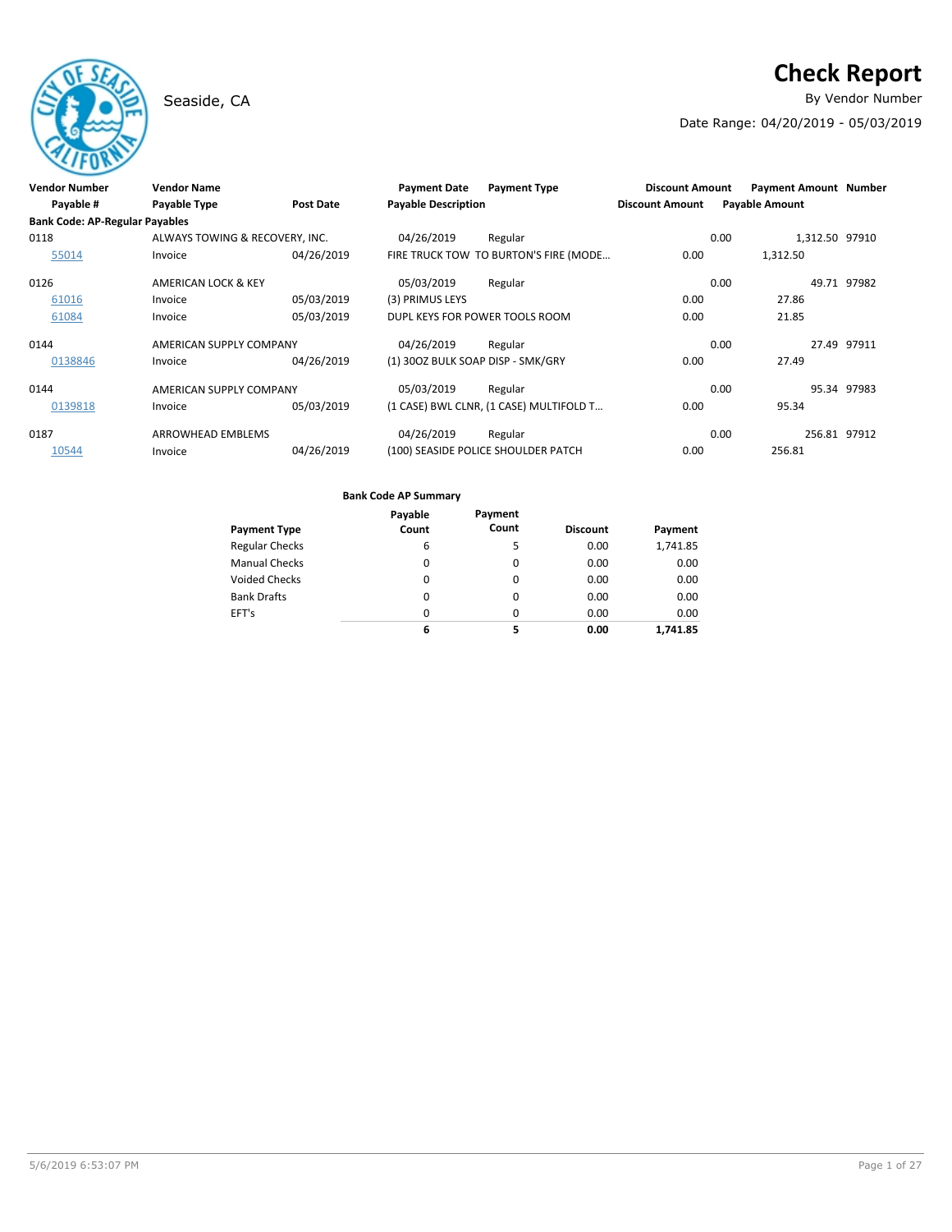# Check Report

Seaside, CA

By Vendor Number

Date Range: 04/20/2019 - 05/03/2019

| Vendor Number | Vendor Name | | Payment Date | Payment Type | Discount Amount | Payment Amount | Number |
|---|---|---|---|---|---|---|---|
| Payable # | Payable Type | Post Date | Payable Description | | Discount Amount | Payable Amount | |
| **Bank Code: AP-Regular Payables** | | | | | | | |
| 0118 | ALWAYS TOWING & RECOVERY, INC. | | 04/26/2019 | Regular | 0.00 | 1,312.50 | 97910 |
| 55014 | Invoice | 04/26/2019 | FIRE TRUCK TOW TO BURTON'S FIRE (MODE… | | 0.00 | 1,312.50 | |
| 0126 | AMERICAN LOCK & KEY | | 05/03/2019 | Regular | 0.00 | 49.71 | 97982 |
| 61016 | Invoice | 05/03/2019 | (3) PRIMUS LEYS | | 0.00 | 27.86 | |
| 61084 | Invoice | 05/03/2019 | DUPL KEYS FOR POWER TOOLS ROOM | | 0.00 | 21.85 | |
| 0144 | AMERICAN SUPPLY COMPANY | | 04/26/2019 | Regular | 0.00 | 27.49 | 97911 |
| 0138846 | Invoice | 04/26/2019 | (1) 30OZ BULK SOAP DISP - SMK/GRY | | 0.00 | 27.49 | |
| 0144 | AMERICAN SUPPLY COMPANY | | 05/03/2019 | Regular | 0.00 | 95.34 | 97983 |
| 0139818 | Invoice | 05/03/2019 | (1 CASE) BWL CLNR, (1 CASE) MULTIFOLD T… | | 0.00 | 95.34 | |
| 0187 | ARROWHEAD EMBLEMS | | 04/26/2019 | Regular | 0.00 | 256.81 | 97912 |
| 10544 | Invoice | 04/26/2019 | (100) SEASIDE POLICE SHOULDER PATCH | | 0.00 | 256.81 | |

**Bank Code AP Summary**

| Payment Type | Payable Count | Payment Count | Discount | Payment |
|---|---|---|---|---|
| Regular Checks | 6 | 5 | 0.00 | 1,741.85 |
| Manual Checks | 0 | 0 | 0.00 | 0.00 |
| Voided Checks | 0 | 0 | 0.00 | 0.00 |
| Bank Drafts | 0 | 0 | 0.00 | 0.00 |
| EFT's | 0 | 0 | 0.00 | 0.00 |
| | **6** | **5** | **0.00** | **1,741.85** |

5/6/2019 6:53:07 PM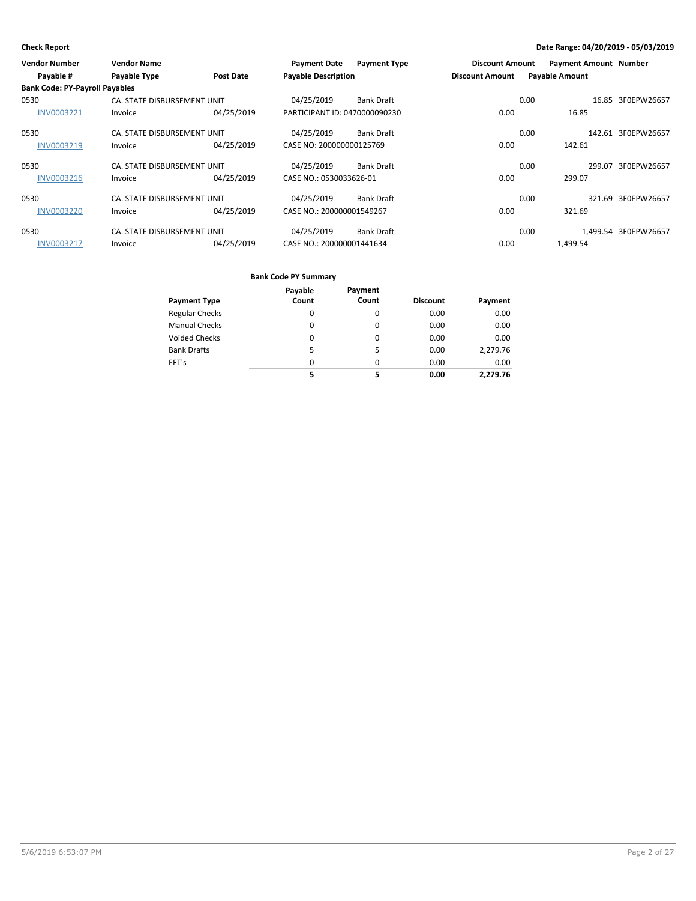**Check Report**

**Date Range: 04/20/2019 - 05/03/2019**

| Vendor Number | Vendor Name | | Payment Date | Payment Type | Discount Amount | Payment Amount | Number |
|---|---|---|---|---|---|---|---|
| Payable # | Payable Type | Post Date | Payable Description | | Discount Amount | Payable Amount | |
| **Bank Code: PY-Payroll Payables** | | | | | | | |
| 0530 | CA. STATE DISBURSEMENT UNIT | | 04/25/2019 | Bank Draft | 0.00 | 16.85 | 3F0EPW26657 |
| INV0003221 | Invoice | 04/25/2019 | PARTICIPANT ID: 0470000090230 | | 0.00 | 16.85 | |
| 0530 | CA. STATE DISBURSEMENT UNIT | | 04/25/2019 | Bank Draft | 0.00 | 142.61 | 3F0EPW26657 |
| INV0003219 | Invoice | 04/25/2019 | CASE NO: 200000000125769 | | 0.00 | 142.61 | |
| 0530 | CA. STATE DISBURSEMENT UNIT | | 04/25/2019 | Bank Draft | 0.00 | 299.07 | 3F0EPW26657 |
| INV0003216 | Invoice | 04/25/2019 | CASE NO.: 0530033626-01 | | 0.00 | 299.07 | |
| 0530 | CA. STATE DISBURSEMENT UNIT | | 04/25/2019 | Bank Draft | 0.00 | 321.69 | 3F0EPW26657 |
| INV0003220 | Invoice | 04/25/2019 | CASE NO.: 200000001549267 | | 0.00 | 321.69 | |
| 0530 | CA. STATE DISBURSEMENT UNIT | | 04/25/2019 | Bank Draft | 0.00 | 1,499.54 | 3F0EPW26657 |
| INV0003217 | Invoice | 04/25/2019 | CASE NO.: 200000001441634 | | 0.00 | 1,499.54 | |

**Bank Code PY Summary**

| Payment Type | Payable Count | Payment Count | Discount | Payment |
|---|---|---|---|---|
| Regular Checks | 0 | 0 | 0.00 | 0.00 |
| Manual Checks | 0 | 0 | 0.00 | 0.00 |
| Voided Checks | 0 | 0 | 0.00 | 0.00 |
| Bank Drafts | 5 | 5 | 0.00 | 2,279.76 |
| EFT's | 0 | 0 | 0.00 | 0.00 |
| | **5** | **5** | **0.00** | **2,279.76** |

5/6/2019 6:53:07 PM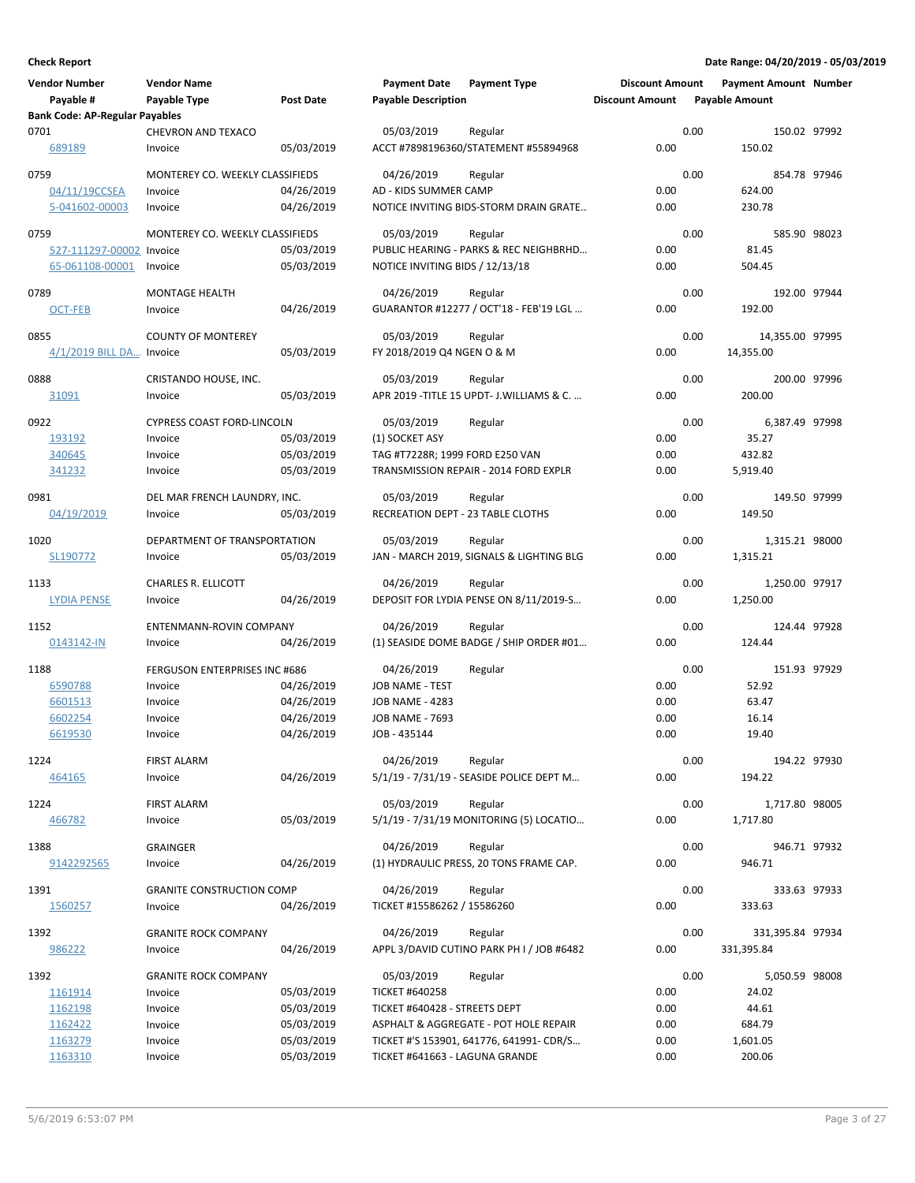**Check Report** | **Date Range: 04/20/2019 - 05/03/2019**

| Vendor Number / Payable # | Vendor Name / Payable Type | Post Date | Payment Date / Payable Description | Payment Type | Discount Amount / Discount Amount | Payment Amount / Payable Amount | Number |
|---|---|---|---|---|---|---|---|
| **Bank Code: AP-Regular Payables** | | | | | | | |
| 0701 | CHEVRON AND TEXACO | | 05/03/2019 | Regular | 0.00 | 150.02 | 97992 |
| 689189 | Invoice | 05/03/2019 | ACCT #7898196360/STATEMENT #55894968 | | 0.00 | 150.02 | |
| 0759 | MONTEREY CO. WEEKLY CLASSIFIEDS | | 04/26/2019 | Regular | 0.00 | 854.78 | 97946 |
| 04/11/19CCSEA | Invoice | 04/26/2019 | AD - KIDS SUMMER CAMP | | 0.00 | 624.00 | |
| 5-041602-00003 | Invoice | 04/26/2019 | NOTICE INVITING BIDS-STORM DRAIN GRATE... | | 0.00 | 230.78 | |
| 0759 | MONTEREY CO. WEEKLY CLASSIFIEDS | | 05/03/2019 | Regular | 0.00 | 585.90 | 98023 |
| 527-111297-00002 | Invoice | 05/03/2019 | PUBLIC HEARING - PARKS & REC NEIGHBRHD... | | 0.00 | 81.45 | |
| 65-061108-00001 | Invoice | 05/03/2019 | NOTICE INVITING BIDS / 12/13/18 | | 0.00 | 504.45 | |
| 0789 | MONTAGE HEALTH | | 04/26/2019 | Regular | 0.00 | 192.00 | 97944 |
| OCT-FEB | Invoice | 04/26/2019 | GUARANTOR #12277 / OCT'18 - FEB'19 LGL ... | | 0.00 | 192.00 | |
| 0855 | COUNTY OF MONTEREY | | 05/03/2019 | Regular | 0.00 | 14,355.00 | 97995 |
| 4/1/2019 BILL DA... | Invoice | 05/03/2019 | FY 2018/2019 Q4 NGEN O & M | | 0.00 | 14,355.00 | |
| 0888 | CRISTANDO HOUSE, INC. | | 05/03/2019 | Regular | 0.00 | 200.00 | 97996 |
| 31091 | Invoice | 05/03/2019 | APR 2019 -TITLE 15 UPDT- J.WILLIAMS & C. ... | | 0.00 | 200.00 | |
| 0922 | CYPRESS COAST FORD-LINCOLN | | 05/03/2019 | Regular | 0.00 | 6,387.49 | 97998 |
| 193192 | Invoice | 05/03/2019 | (1) SOCKET ASY | | 0.00 | 35.27 | |
| 340645 | Invoice | 05/03/2019 | TAG #T7228R; 1999 FORD E250 VAN | | 0.00 | 432.82 | |
| 341232 | Invoice | 05/03/2019 | TRANSMISSION REPAIR - 2014 FORD EXPLR | | 0.00 | 5,919.40 | |
| 0981 | DEL MAR FRENCH LAUNDRY, INC. | | 05/03/2019 | Regular | 0.00 | 149.50 | 97999 |
| 04/19/2019 | Invoice | 05/03/2019 | RECREATION DEPT - 23 TABLE CLOTHS | | 0.00 | 149.50 | |
| 1020 | DEPARTMENT OF TRANSPORTATION | | 05/03/2019 | Regular | 0.00 | 1,315.21 | 98000 |
| SL190772 | Invoice | 05/03/2019 | JAN - MARCH 2019, SIGNALS & LIGHTING BLG | | 0.00 | 1,315.21 | |
| 1133 | CHARLES R. ELLICOTT | | 04/26/2019 | Regular | 0.00 | 1,250.00 | 97917 |
| LYDIA PENSE | Invoice | 04/26/2019 | DEPOSIT FOR LYDIA PENSE ON 8/11/2019-S... | | 0.00 | 1,250.00 | |
| 1152 | ENTENMANN-ROVIN COMPANY | | 04/26/2019 | Regular | 0.00 | 124.44 | 97928 |
| 0143142-IN | Invoice | 04/26/2019 | (1) SEASIDE DOME BADGE / SHIP ORDER #01... | | 0.00 | 124.44 | |
| 1188 | FERGUSON ENTERPRISES INC #686 | | 04/26/2019 | Regular | 0.00 | 151.93 | 97929 |
| 6590788 | Invoice | 04/26/2019 | JOB NAME - TEST | | 0.00 | 52.92 | |
| 6601513 | Invoice | 04/26/2019 | JOB NAME - 4283 | | 0.00 | 63.47 | |
| 6602254 | Invoice | 04/26/2019 | JOB NAME - 7693 | | 0.00 | 16.14 | |
| 6619530 | Invoice | 04/26/2019 | JOB - 435144 | | 0.00 | 19.40 | |
| 1224 | FIRST ALARM | | 04/26/2019 | Regular | 0.00 | 194.22 | 97930 |
| 464165 | Invoice | 04/26/2019 | 5/1/19 - 7/31/19 - SEASIDE POLICE DEPT M... | | 0.00 | 194.22 | |
| 1224 | FIRST ALARM | | 05/03/2019 | Regular | 0.00 | 1,717.80 | 98005 |
| 466782 | Invoice | 05/03/2019 | 5/1/19 - 7/31/19 MONITORING (5) LOCATIO... | | 0.00 | 1,717.80 | |
| 1388 | GRAINGER | | 04/26/2019 | Regular | 0.00 | 946.71 | 97932 |
| 9142292565 | Invoice | 04/26/2019 | (1) HYDRAULIC PRESS, 20 TONS FRAME CAP. | | 0.00 | 946.71 | |
| 1391 | GRANITE CONSTRUCTION COMP | | 04/26/2019 | Regular | 0.00 | 333.63 | 97933 |
| 1560257 | Invoice | 04/26/2019 | TICKET #15586262 / 15586260 | | 0.00 | 333.63 | |
| 1392 | GRANITE ROCK COMPANY | | 04/26/2019 | Regular | 0.00 | 331,395.84 | 97934 |
| 986222 | Invoice | 04/26/2019 | APPL 3/DAVID CUTINO PARK PH I / JOB #6482 | | 0.00 | 331,395.84 | |
| 1392 | GRANITE ROCK COMPANY | | 05/03/2019 | Regular | 0.00 | 5,050.59 | 98008 |
| 1161914 | Invoice | 05/03/2019 | TICKET #640258 | | 0.00 | 24.02 | |
| 1162198 | Invoice | 05/03/2019 | TICKET #640428 - STREETS DEPT | | 0.00 | 44.61 | |
| 1162422 | Invoice | 05/03/2019 | ASPHALT & AGGREGATE - POT HOLE REPAIR | | 0.00 | 684.79 | |
| 1163279 | Invoice | 05/03/2019 | TICKET #'S 153901, 641776, 641991- CDR/S... | | 0.00 | 1,601.05 | |
| 1163310 | Invoice | 05/03/2019 | TICKET #641663 - LAGUNA GRANDE | | 0.00 | 200.06 | |

5/6/2019 6:53:07 PM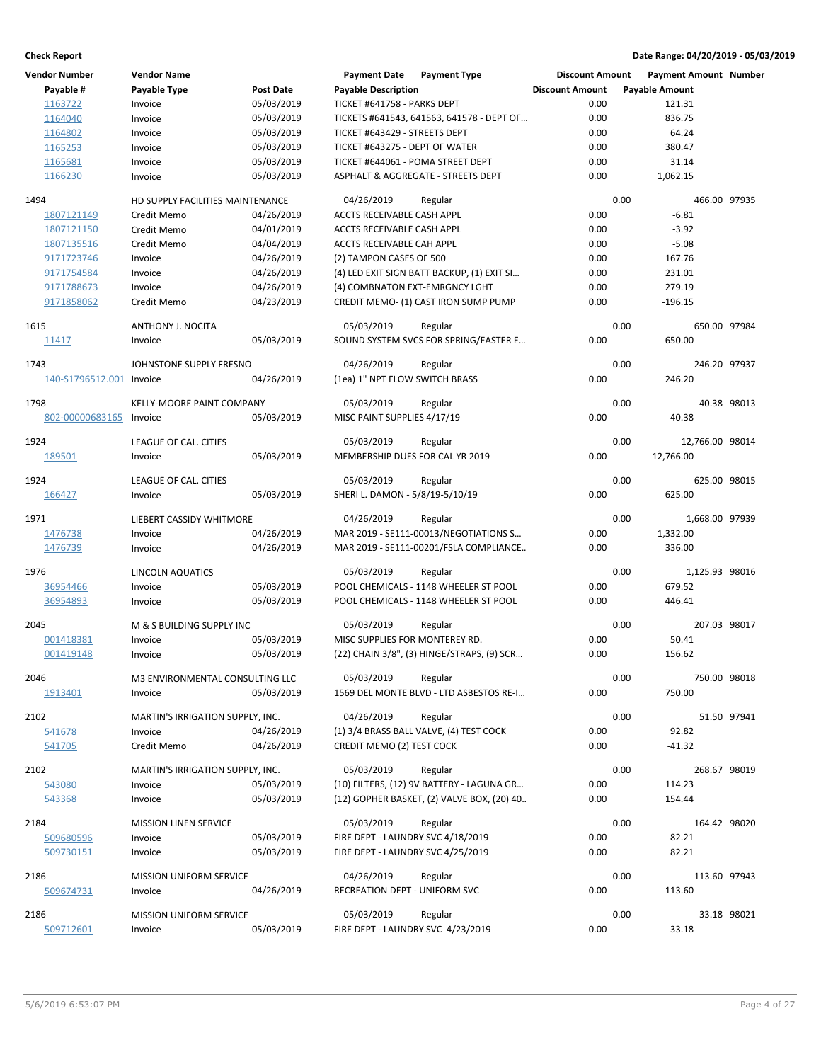**Check Report**

**Date Range: 04/20/2019 - 05/03/2019**

| Vendor Number | Vendor Name | | Payment Date | Payment Type | Discount Amount | Payment Amount | Number |
|---|---|---|---|---|---|---|---|
| Payable # | Payable Type | Post Date | Payable Description | | Discount Amount | Payable Amount | |
| 1163722 | Invoice | 05/03/2019 | TICKET #641758 - PARKS DEPT | | 0.00 | 121.31 | |
| 1164040 | Invoice | 05/03/2019 | TICKETS #641543, 641563, 641578 - DEPT OF... | | 0.00 | 836.75 | |
| 1164802 | Invoice | 05/03/2019 | TICKET #643429 - STREETS DEPT | | 0.00 | 64.24 | |
| 1165253 | Invoice | 05/03/2019 | TICKET #643275 - DEPT OF WATER | | 0.00 | 380.47 | |
| 1165681 | Invoice | 05/03/2019 | TICKET #644061 - POMA STREET DEPT | | 0.00 | 31.14 | |
| 1166230 | Invoice | 05/03/2019 | ASPHALT & AGGREGATE - STREETS DEPT | | 0.00 | 1,062.15 | |
| 1494 | HD SUPPLY FACILITIES MAINTENANCE | | 04/26/2019 | Regular | 0.00 | 466.00 | 97935 |
| 1807121149 | Credit Memo | 04/26/2019 | ACCTS RECEIVABLE CASH APPL | | 0.00 | -6.81 | |
| 1807121150 | Credit Memo | 04/01/2019 | ACCTS RECEIVABLE CASH APPL | | 0.00 | -3.92 | |
| 1807135516 | Credit Memo | 04/04/2019 | ACCTS RECEIVABLE CAH APPL | | 0.00 | -5.08 | |
| 9171723746 | Invoice | 04/26/2019 | (2) TAMPON CASES OF 500 | | 0.00 | 167.76 | |
| 9171754584 | Invoice | 04/26/2019 | (4) LED EXIT SIGN BATT BACKUP, (1) EXIT SI... | | 0.00 | 231.01 | |
| 9171788673 | Invoice | 04/26/2019 | (4) COMBNATON EXT-EMRGNCY LGHT | | 0.00 | 279.19 | |
| 9171858062 | Credit Memo | 04/23/2019 | CREDIT MEMO- (1) CAST IRON SUMP PUMP | | 0.00 | -196.15 | |
| 1615 | ANTHONY J. NOCITA | | 05/03/2019 | Regular | 0.00 | 650.00 | 97984 |
| 11417 | Invoice | 05/03/2019 | SOUND SYSTEM SVCS FOR SPRING/EASTER E... | | 0.00 | 650.00 | |
| 1743 | JOHNSTONE SUPPLY FRESNO | | 04/26/2019 | Regular | 0.00 | 246.20 | 97937 |
| 140-S1796512.001 | Invoice | 04/26/2019 | (1ea) 1" NPT FLOW SWITCH BRASS | | 0.00 | 246.20 | |
| 1798 | KELLY-MOORE PAINT COMPANY | | 05/03/2019 | Regular | 0.00 | 40.38 | 98013 |
| 802-00000683165 | Invoice | 05/03/2019 | MISC PAINT SUPPLIES 4/17/19 | | 0.00 | 40.38 | |
| 1924 | LEAGUE OF CAL. CITIES | | 05/03/2019 | Regular | 0.00 | 12,766.00 | 98014 |
| 189501 | Invoice | 05/03/2019 | MEMBERSHIP DUES FOR CAL YR 2019 | | 0.00 | 12,766.00 | |
| 1924 | LEAGUE OF CAL. CITIES | | 05/03/2019 | Regular | 0.00 | 625.00 | 98015 |
| 166427 | Invoice | 05/03/2019 | SHERI L. DAMON - 5/8/19-5/10/19 | | 0.00 | 625.00 | |
| 1971 | LIEBERT CASSIDY WHITMORE | | 04/26/2019 | Regular | 0.00 | 1,668.00 | 97939 |
| 1476738 | Invoice | 04/26/2019 | MAR 2019 - SE111-00013/NEGOTIATIONS S... | | 0.00 | 1,332.00 | |
| 1476739 | Invoice | 04/26/2019 | MAR 2019 - SE111-00201/FSLA COMPLIANCE.. | | 0.00 | 336.00 | |
| 1976 | LINCOLN AQUATICS | | 05/03/2019 | Regular | 0.00 | 1,125.93 | 98016 |
| 36954466 | Invoice | 05/03/2019 | POOL CHEMICALS - 1148 WHEELER ST POOL | | 0.00 | 679.52 | |
| 36954893 | Invoice | 05/03/2019 | POOL CHEMICALS - 1148 WHEELER ST POOL | | 0.00 | 446.41 | |
| 2045 | M & S BUILDING SUPPLY INC | | 05/03/2019 | Regular | 0.00 | 207.03 | 98017 |
| 001418381 | Invoice | 05/03/2019 | MISC SUPPLIES FOR MONTEREY RD. | | 0.00 | 50.41 | |
| 001419148 | Invoice | 05/03/2019 | (22) CHAIN 3/8", (3) HINGE/STRAPS, (9) SCR... | | 0.00 | 156.62 | |
| 2046 | M3 ENVIRONMENTAL CONSULTING LLC | | 05/03/2019 | Regular | 0.00 | 750.00 | 98018 |
| 1913401 | Invoice | 05/03/2019 | 1569 DEL MONTE BLVD - LTD ASBESTOS RE-I... | | 0.00 | 750.00 | |
| 2102 | MARTIN'S IRRIGATION SUPPLY, INC. | | 04/26/2019 | Regular | 0.00 | 51.50 | 97941 |
| 541678 | Invoice | 04/26/2019 | (1) 3/4 BRASS BALL VALVE, (4) TEST COCK | | 0.00 | 92.82 | |
| 541705 | Credit Memo | 04/26/2019 | CREDIT MEMO (2) TEST COCK | | 0.00 | -41.32 | |
| 2102 | MARTIN'S IRRIGATION SUPPLY, INC. | | 05/03/2019 | Regular | 0.00 | 268.67 | 98019 |
| 543080 | Invoice | 05/03/2019 | (10) FILTERS, (12) 9V BATTERY - LAGUNA GR... | | 0.00 | 114.23 | |
| 543368 | Invoice | 05/03/2019 | (12) GOPHER BASKET, (2) VALVE BOX, (20) 40.. | | 0.00 | 154.44 | |
| 2184 | MISSION LINEN SERVICE | | 05/03/2019 | Regular | 0.00 | 164.42 | 98020 |
| 509680596 | Invoice | 05/03/2019 | FIRE DEPT - LAUNDRY SVC 4/18/2019 | | 0.00 | 82.21 | |
| 509730151 | Invoice | 05/03/2019 | FIRE DEPT - LAUNDRY SVC 4/25/2019 | | 0.00 | 82.21 | |
| 2186 | MISSION UNIFORM SERVICE | | 04/26/2019 | Regular | 0.00 | 113.60 | 97943 |
| 509674731 | Invoice | 04/26/2019 | RECREATION DEPT - UNIFORM SVC | | 0.00 | 113.60 | |
| 2186 | MISSION UNIFORM SERVICE | | 05/03/2019 | Regular | 0.00 | 33.18 | 98021 |
| 509712601 | Invoice | 05/03/2019 | FIRE DEPT - LAUNDRY SVC 4/23/2019 | | 0.00 | 33.18 | |

5/6/2019 6:53:07 PM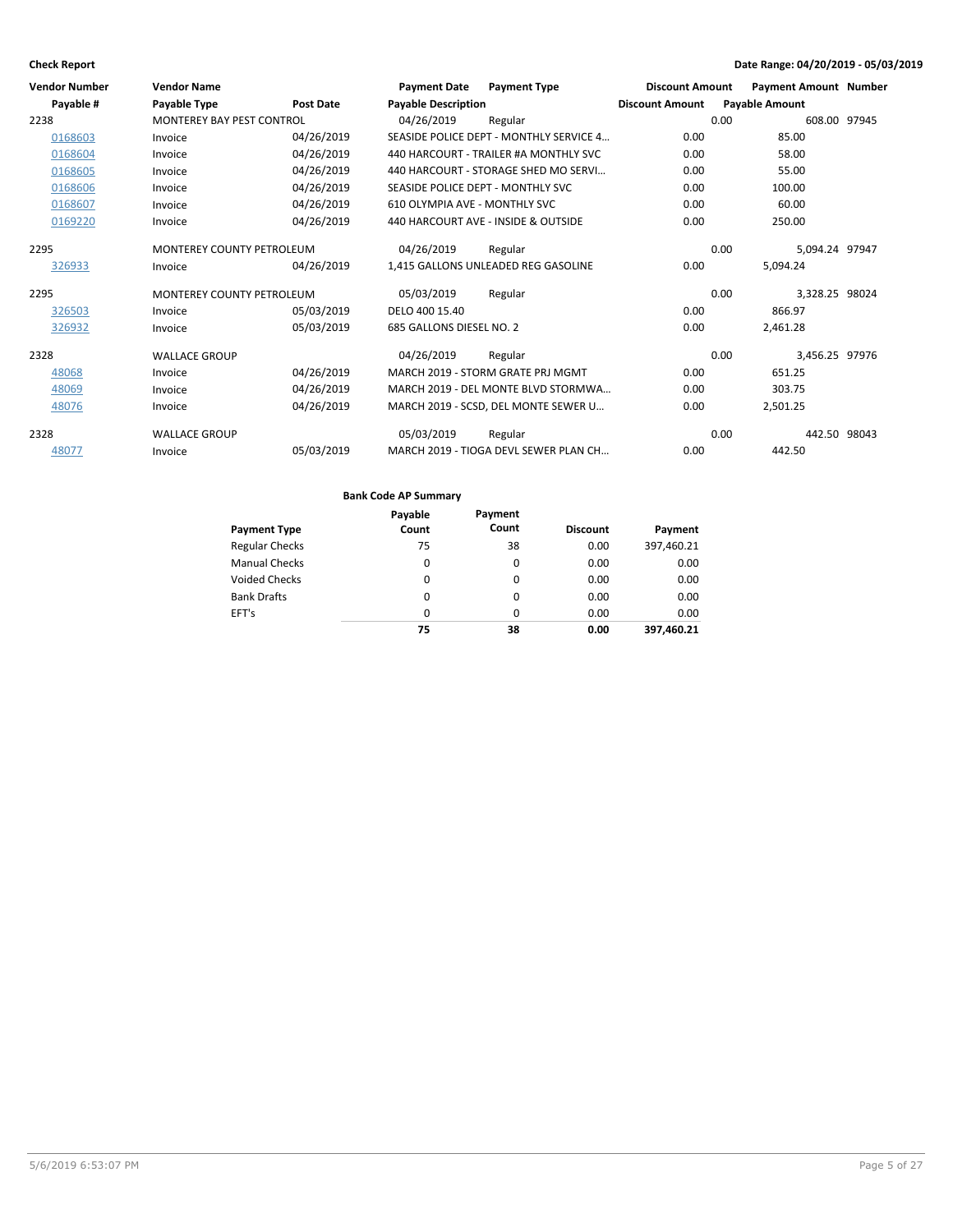**Check Report** — Date Range: 04/20/2019 - 05/03/2019

| Vendor Number | Vendor Name | | Payment Date | Payment Type | Discount Amount | Payment Amount | Number |
|---|---|---|---|---|---|---|---|
| Payable # | Payable Type | Post Date | Payable Description | | Discount Amount | Payable Amount | |
| 2238 | MONTEREY BAY PEST CONTROL | | 04/26/2019 | Regular | 0.00 | 608.00 | 97945 |
| 0168603 | Invoice | 04/26/2019 | SEASIDE POLICE DEPT - MONTHLY SERVICE 4… | | 0.00 | 85.00 | |
| 0168604 | Invoice | 04/26/2019 | 440 HARCOURT - TRAILER #A MONTHLY SVC | | 0.00 | 58.00 | |
| 0168605 | Invoice | 04/26/2019 | 440 HARCOURT - STORAGE SHED MO SERVI… | | 0.00 | 55.00 | |
| 0168606 | Invoice | 04/26/2019 | SEASIDE POLICE DEPT - MONTHLY SVC | | 0.00 | 100.00 | |
| 0168607 | Invoice | 04/26/2019 | 610 OLYMPIA AVE - MONTHLY SVC | | 0.00 | 60.00 | |
| 0169220 | Invoice | 04/26/2019 | 440 HARCOURT AVE - INSIDE & OUTSIDE | | 0.00 | 250.00 | |
| 2295 | MONTEREY COUNTY PETROLEUM | | 04/26/2019 | Regular | 0.00 | 5,094.24 | 97947 |
| 326933 | Invoice | 04/26/2019 | 1,415 GALLONS UNLEADED REG GASOLINE | | 0.00 | 5,094.24 | |
| 2295 | MONTEREY COUNTY PETROLEUM | | 05/03/2019 | Regular | 0.00 | 3,328.25 | 98024 |
| 326503 | Invoice | 05/03/2019 | DELO 400 15.40 | | 0.00 | 866.97 | |
| 326932 | Invoice | 05/03/2019 | 685 GALLONS DIESEL NO. 2 | | 0.00 | 2,461.28 | |
| 2328 | WALLACE GROUP | | 04/26/2019 | Regular | 0.00 | 3,456.25 | 97976 |
| 48068 | Invoice | 04/26/2019 | MARCH 2019 - STORM GRATE PRJ MGMT | | 0.00 | 651.25 | |
| 48069 | Invoice | 04/26/2019 | MARCH 2019 - DEL MONTE BLVD STORMWA… | | 0.00 | 303.75 | |
| 48076 | Invoice | 04/26/2019 | MARCH 2019 - SCSD, DEL MONTE SEWER U… | | 0.00 | 2,501.25 | |
| 2328 | WALLACE GROUP | | 05/03/2019 | Regular | 0.00 | 442.50 | 98043 |
| 48077 | Invoice | 05/03/2019 | MARCH 2019 - TIOGA DEVL SEWER PLAN CH… | | 0.00 | 442.50 | |

**Bank Code AP Summary**

| Payment Type | Payable Count | Payment Count | Discount | Payment |
|---|---|---|---|---|
| Regular Checks | 75 | 38 | 0.00 | 397,460.21 |
| Manual Checks | 0 | 0 | 0.00 | 0.00 |
| Voided Checks | 0 | 0 | 0.00 | 0.00 |
| Bank Drafts | 0 | 0 | 0.00 | 0.00 |
| EFT's | 0 | 0 | 0.00 | 0.00 |
| | **75** | **38** | **0.00** | **397,460.21** |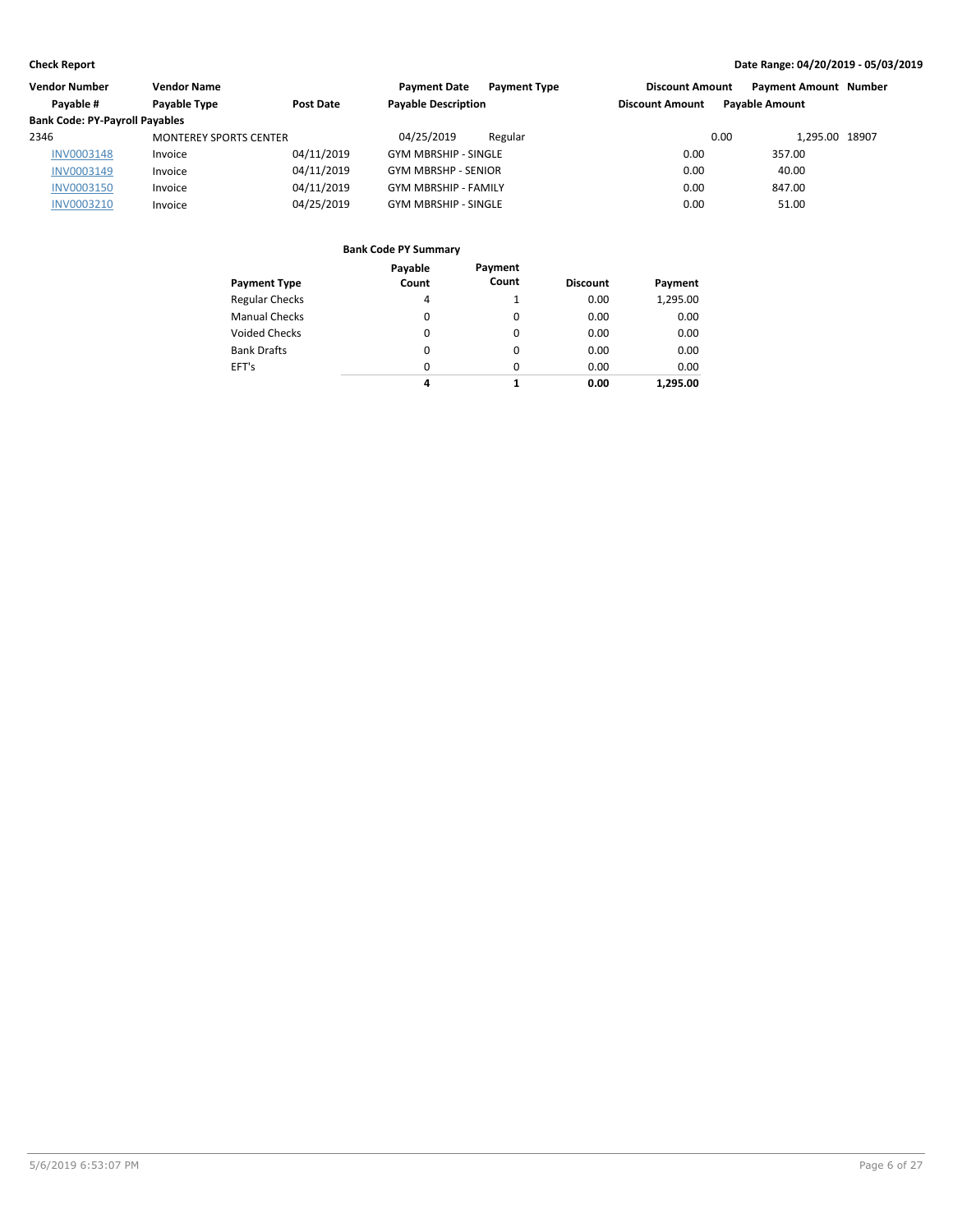**Check Report** **Date Range: 04/20/2019 - 05/03/2019**

| Vendor Number | Vendor Name | | Payment Date | Payment Type | Discount Amount | Payment Amount | Number |
|---|---|---|---|---|---|---|---|
| Payable # | Payable Type | Post Date | Payable Description | | Discount Amount | Payable Amount | |
| **Bank Code: PY-Payroll Payables** | | | | | | | |
| 2346 | MONTEREY SPORTS CENTER | | 04/25/2019 | Regular | 0.00 | 1,295.00 | 18907 |
| INV0003148 | Invoice | 04/11/2019 | GYM MBRSHIP - SINGLE | | 0.00 | 357.00 | |
| INV0003149 | Invoice | 04/11/2019 | GYM MBRSHP - SENIOR | | 0.00 | 40.00 | |
| INV0003150 | Invoice | 04/11/2019 | GYM MBRSHIP - FAMILY | | 0.00 | 847.00 | |
| INV0003210 | Invoice | 04/25/2019 | GYM MBRSHIP - SINGLE | | 0.00 | 51.00 | |

**Bank Code PY Summary**

| Payment Type | Payable Count | Payment Count | Discount | Payment |
|---|---|---|---|---|
| Regular Checks | 4 | 1 | 0.00 | 1,295.00 |
| Manual Checks | 0 | 0 | 0.00 | 0.00 |
| Voided Checks | 0 | 0 | 0.00 | 0.00 |
| Bank Drafts | 0 | 0 | 0.00 | 0.00 |
| EFT's | 0 | 0 | 0.00 | 0.00 |
| | **4** | **1** | **0.00** | **1,295.00** |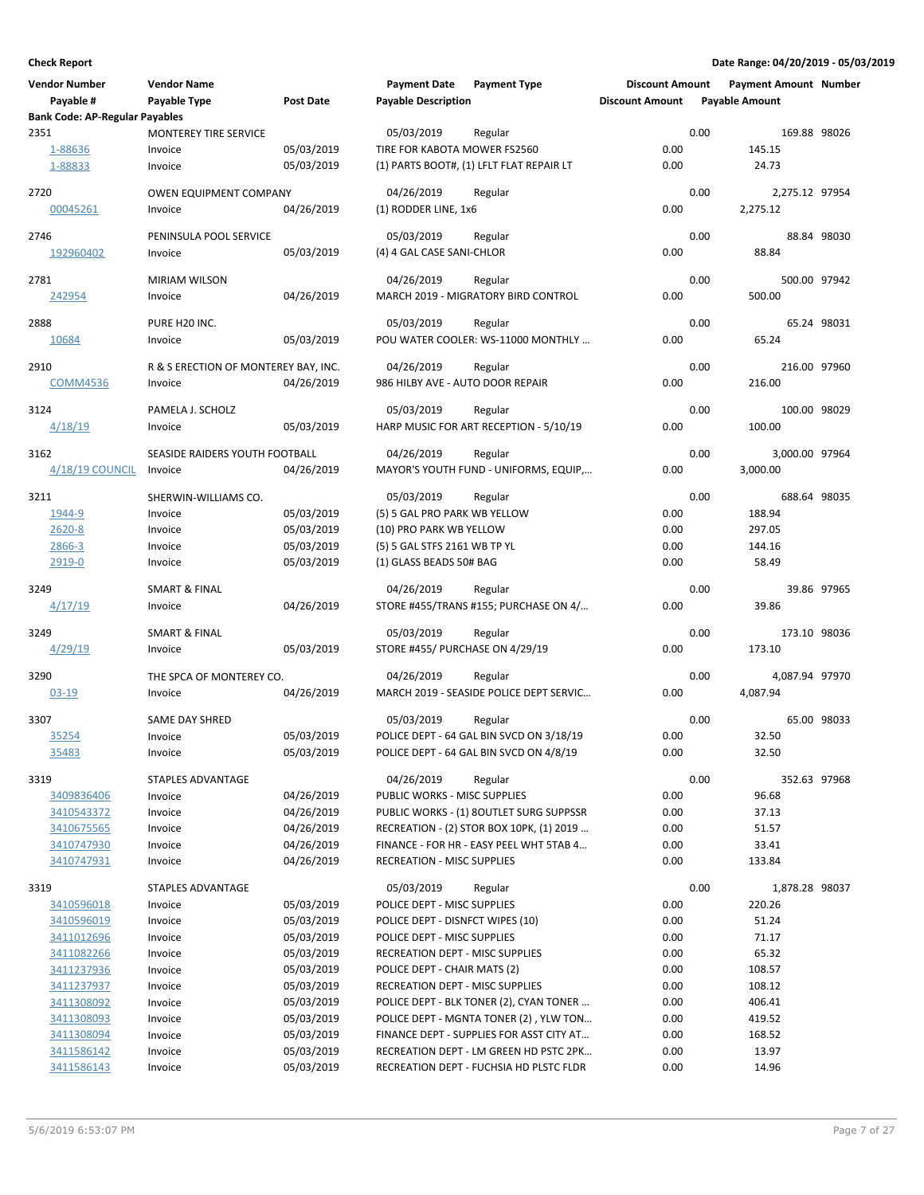**Check Report**

**Date Range: 04/20/2019 - 05/03/2019**

| Vendor Number / Payable # | Vendor Name / Payable Type | Post Date | Payment Date / Payable Description | Payment Type | Discount Amount / Discount Amount | Payment Amount / Payable Amount | Number |
|---|---|---|---|---|---|---|---|
| **Bank Code: AP-Regular Payables** | | | | | | | |
| 2351 | MONTEREY TIRE SERVICE | | 05/03/2019 | Regular | 0.00 | 169.88 | 98026 |
| 1-88636 | Invoice | 05/03/2019 | TIRE FOR KABOTA MOWER FS2560 | | 0.00 | 145.15 | |
| 1-88833 | Invoice | 05/03/2019 | (1) PARTS BOOT#, (1) LFLT FLAT REPAIR LT | | 0.00 | 24.73 | |
| 2720 | OWEN EQUIPMENT COMPANY | | 04/26/2019 | Regular | 0.00 | 2,275.12 | 97954 |
| 00045261 | Invoice | 04/26/2019 | (1) RODDER LINE, 1x6 | | 0.00 | 2,275.12 | |
| 2746 | PENINSULA POOL SERVICE | | 05/03/2019 | Regular | 0.00 | 88.84 | 98030 |
| 192960402 | Invoice | 05/03/2019 | (4) 4 GAL CASE SANI-CHLOR | | 0.00 | 88.84 | |
| 2781 | MIRIAM WILSON | | 04/26/2019 | Regular | 0.00 | 500.00 | 97942 |
| 242954 | Invoice | 04/26/2019 | MARCH 2019 - MIGRATORY BIRD CONTROL | | 0.00 | 500.00 | |
| 2888 | PURE H20 INC. | | 05/03/2019 | Regular | 0.00 | 65.24 | 98031 |
| 10684 | Invoice | 05/03/2019 | POU WATER COOLER: WS-11000 MONTHLY … | | 0.00 | 65.24 | |
| 2910 | R & S ERECTION OF MONTEREY BAY, INC. | | 04/26/2019 | Regular | 0.00 | 216.00 | 97960 |
| COMM4536 | Invoice | 04/26/2019 | 986 HILBY AVE - AUTO DOOR REPAIR | | 0.00 | 216.00 | |
| 3124 | PAMELA J. SCHOLZ | | 05/03/2019 | Regular | 0.00 | 100.00 | 98029 |
| 4/18/19 | Invoice | 05/03/2019 | HARP MUSIC FOR ART RECEPTION - 5/10/19 | | 0.00 | 100.00 | |
| 3162 | SEASIDE RAIDERS YOUTH FOOTBALL | | 04/26/2019 | Regular | 0.00 | 3,000.00 | 97964 |
| 4/18/19 COUNCIL | Invoice | 04/26/2019 | MAYOR'S YOUTH FUND - UNIFORMS, EQUIP,… | | 0.00 | 3,000.00 | |
| 3211 | SHERWIN-WILLIAMS CO. | | 05/03/2019 | Regular | 0.00 | 688.64 | 98035 |
| 1944-9 | Invoice | 05/03/2019 | (5) 5 GAL PRO PARK WB YELLOW | | 0.00 | 188.94 | |
| 2620-8 | Invoice | 05/03/2019 | (10) PRO PARK WB YELLOW | | 0.00 | 297.05 | |
| 2866-3 | Invoice | 05/03/2019 | (5) 5 GAL STFS 2161 WB TP YL | | 0.00 | 144.16 | |
| 2919-0 | Invoice | 05/03/2019 | (1) GLASS BEADS 50# BAG | | 0.00 | 58.49 | |
| 3249 | SMART & FINAL | | 04/26/2019 | Regular | 0.00 | 39.86 | 97965 |
| 4/17/19 | Invoice | 04/26/2019 | STORE #455/TRANS #155; PURCHASE ON 4/… | | 0.00 | 39.86 | |
| 3249 | SMART & FINAL | | 05/03/2019 | Regular | 0.00 | 173.10 | 98036 |
| 4/29/19 | Invoice | 05/03/2019 | STORE #455/ PURCHASE ON 4/29/19 | | 0.00 | 173.10 | |
| 3290 | THE SPCA OF MONTEREY CO. | | 04/26/2019 | Regular | 0.00 | 4,087.94 | 97970 |
| 03-19 | Invoice | 04/26/2019 | MARCH 2019 - SEASIDE POLICE DEPT SERVIC… | | 0.00 | 4,087.94 | |
| 3307 | SAME DAY SHRED | | 05/03/2019 | Regular | 0.00 | 65.00 | 98033 |
| 35254 | Invoice | 05/03/2019 | POLICE DEPT - 64 GAL BIN SVCD ON 3/18/19 | | 0.00 | 32.50 | |
| 35483 | Invoice | 05/03/2019 | POLICE DEPT - 64 GAL BIN SVCD ON 4/8/19 | | 0.00 | 32.50 | |
| 3319 | STAPLES ADVANTAGE | | 04/26/2019 | Regular | 0.00 | 352.63 | 97968 |
| 3409836406 | Invoice | 04/26/2019 | PUBLIC WORKS - MISC SUPPLIES | | 0.00 | 96.68 | |
| 3410543372 | Invoice | 04/26/2019 | PUBLIC WORKS - (1) 8OUTLET SURG SUPPSSR | | 0.00 | 37.13 | |
| 3410675565 | Invoice | 04/26/2019 | RECREATION - (2) STOR BOX 10PK, (1) 2019 … | | 0.00 | 51.57 | |
| 3410747930 | Invoice | 04/26/2019 | FINANCE - FOR HR - EASY PEEL WHT 5TAB 4… | | 0.00 | 33.41 | |
| 3410747931 | Invoice | 04/26/2019 | RECREATION - MISC SUPPLIES | | 0.00 | 133.84 | |
| 3319 | STAPLES ADVANTAGE | | 05/03/2019 | Regular | 0.00 | 1,878.28 | 98037 |
| 3410596018 | Invoice | 05/03/2019 | POLICE DEPT - MISC SUPPLIES | | 0.00 | 220.26 | |
| 3410596019 | Invoice | 05/03/2019 | POLICE DEPT - DISNFCT WIPES (10) | | 0.00 | 51.24 | |
| 3411012696 | Invoice | 05/03/2019 | POLICE DEPT - MISC SUPPLIES | | 0.00 | 71.17 | |
| 3411082266 | Invoice | 05/03/2019 | RECREATION DEPT - MISC SUPPLIES | | 0.00 | 65.32 | |
| 3411237936 | Invoice | 05/03/2019 | POLICE DEPT - CHAIR MATS (2) | | 0.00 | 108.57 | |
| 3411237937 | Invoice | 05/03/2019 | RECREATION DEPT - MISC SUPPLIES | | 0.00 | 108.12 | |
| 3411308092 | Invoice | 05/03/2019 | POLICE DEPT - BLK TONER (2), CYAN TONER … | | 0.00 | 406.41 | |
| 3411308093 | Invoice | 05/03/2019 | POLICE DEPT - MGNTA TONER (2) , YLW TON… | | 0.00 | 419.52 | |
| 3411308094 | Invoice | 05/03/2019 | FINANCE DEPT - SUPPLIES FOR ASST CITY AT… | | 0.00 | 168.52 | |
| 3411586142 | Invoice | 05/03/2019 | RECREATION DEPT - LM GREEN HD PSTC 2PK… | | 0.00 | 13.97 | |
| 3411586143 | Invoice | 05/03/2019 | RECREATION DEPT - FUCHSIA HD PLSTC FLDR | | 0.00 | 14.96 | |

5/6/2019 6:53:07 PM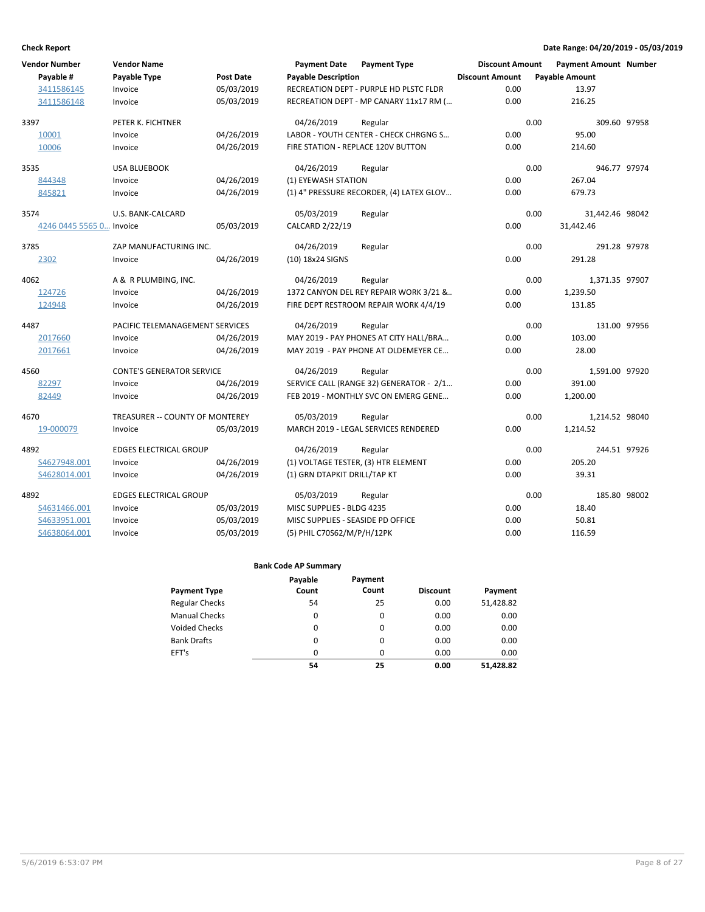## Check Report

Date Range: 04/20/2019 - 05/03/2019

| Vendor Number | Vendor Name | | Payment Date | Payment Type | Discount Amount | Payment Amount | Number |
|---|---|---|---|---|---|---|---|
| Payable # | Payable Type | Post Date | Payable Description | | Discount Amount | Payable Amount | |
| 3411586145 | Invoice | 05/03/2019 | RECREATION DEPT - PURPLE HD PLSTC FLDR | | 0.00 | 13.97 | |
| 3411586148 | Invoice | 05/03/2019 | RECREATION DEPT - MP CANARY 11x17 RM (… | | 0.00 | 216.25 | |
| 3397 | PETER K. FICHTNER | | 04/26/2019 | Regular | 0.00 | 309.60 | 97958 |
| 10001 | Invoice | 04/26/2019 | LABOR - YOUTH CENTER - CHECK CHRGNG S… | | 0.00 | 95.00 | |
| 10006 | Invoice | 04/26/2019 | FIRE STATION - REPLACE 120V BUTTON | | 0.00 | 214.60 | |
| 3535 | USA BLUEBOOK | | 04/26/2019 | Regular | 0.00 | 946.77 | 97974 |
| 844348 | Invoice | 04/26/2019 | (1) EYEWASH STATION | | 0.00 | 267.04 | |
| 845821 | Invoice | 04/26/2019 | (1) 4" PRESSURE RECORDER, (4) LATEX GLOV… | | 0.00 | 679.73 | |
| 3574 | U.S. BANK-CALCARD | | 05/03/2019 | Regular | 0.00 | 31,442.46 | 98042 |
| 4246 0445 5565 0… | Invoice | 05/03/2019 | CALCARD 2/22/19 | | 0.00 | 31,442.46 | |
| 3785 | ZAP MANUFACTURING INC. | | 04/26/2019 | Regular | 0.00 | 291.28 | 97978 |
| 2302 | Invoice | 04/26/2019 | (10) 18x24 SIGNS | | 0.00 | 291.28 | |
| 4062 | A & R PLUMBING, INC. | | 04/26/2019 | Regular | 0.00 | 1,371.35 | 97907 |
| 124726 | Invoice | 04/26/2019 | 1372 CANYON DEL REY REPAIR WORK 3/21 &… | | 0.00 | 1,239.50 | |
| 124948 | Invoice | 04/26/2019 | FIRE DEPT RESTROOM REPAIR WORK 4/4/19 | | 0.00 | 131.85 | |
| 4487 | PACIFIC TELEMANAGEMENT SERVICES | | 04/26/2019 | Regular | 0.00 | 131.00 | 97956 |
| 2017660 | Invoice | 04/26/2019 | MAY 2019 - PAY PHONES AT CITY HALL/BRA… | | 0.00 | 103.00 | |
| 2017661 | Invoice | 04/26/2019 | MAY 2019 - PAY PHONE AT OLDEMEYER CE… | | 0.00 | 28.00 | |
| 4560 | CONTE'S GENERATOR SERVICE | | 04/26/2019 | Regular | 0.00 | 1,591.00 | 97920 |
| 82297 | Invoice | 04/26/2019 | SERVICE CALL (RANGE 32) GENERATOR - 2/1… | | 0.00 | 391.00 | |
| 82449 | Invoice | 04/26/2019 | FEB 2019 - MONTHLY SVC ON EMERG GENE… | | 0.00 | 1,200.00 | |
| 4670 | TREASURER -- COUNTY OF MONTEREY | | 05/03/2019 | Regular | 0.00 | 1,214.52 | 98040 |
| 19-000079 | Invoice | 05/03/2019 | MARCH 2019 - LEGAL SERVICES RENDERED | | 0.00 | 1,214.52 | |
| 4892 | EDGES ELECTRICAL GROUP | | 04/26/2019 | Regular | 0.00 | 244.51 | 97926 |
| S4627948.001 | Invoice | 04/26/2019 | (1) VOLTAGE TESTER, (3) HTR ELEMENT | | 0.00 | 205.20 | |
| S4628014.001 | Invoice | 04/26/2019 | (1) GRN DTAPKIT DRILL/TAP KT | | 0.00 | 39.31 | |
| 4892 | EDGES ELECTRICAL GROUP | | 05/03/2019 | Regular | 0.00 | 185.80 | 98002 |
| S4631466.001 | Invoice | 05/03/2019 | MISC SUPPLIES - BLDG 4235 | | 0.00 | 18.40 | |
| S4633951.001 | Invoice | 05/03/2019 | MISC SUPPLIES - SEASIDE PD OFFICE | | 0.00 | 50.81 | |
| S4638064.001 | Invoice | 05/03/2019 | (5) PHIL C70S62/M/P/H/12PK | | 0.00 | 116.59 | |

### Bank Code AP Summary

| Payment Type | Payable Count | Payment Count | Discount | Payment |
|---|---|---|---|---|
| Regular Checks | 54 | 25 | 0.00 | 51,428.82 |
| Manual Checks | 0 | 0 | 0.00 | 0.00 |
| Voided Checks | 0 | 0 | 0.00 | 0.00 |
| Bank Drafts | 0 | 0 | 0.00 | 0.00 |
| EFT's | 0 | 0 | 0.00 | 0.00 |
| | **54** | **25** | **0.00** | **51,428.82** |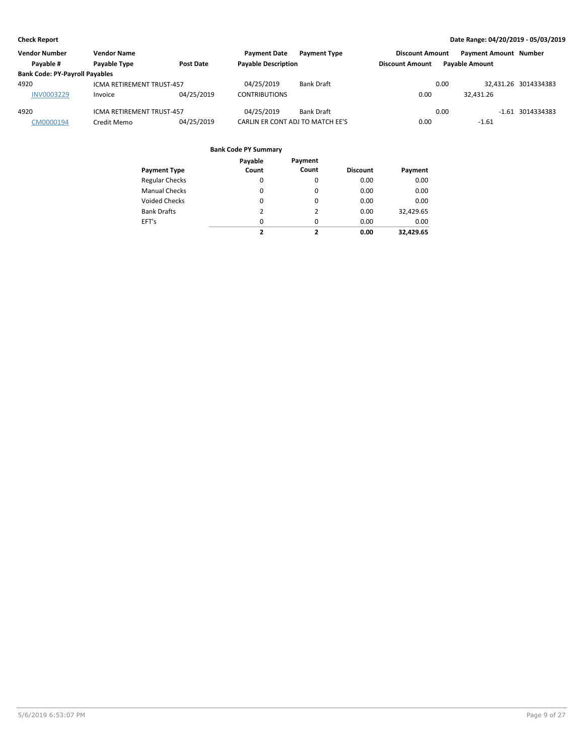**Check Report** **Date Range: 04/20/2019 - 05/03/2019**

| Vendor Number | Vendor Name | | Payment Date | Payment Type | Discount Amount | Payment Amount | Number |
|---|---|---|---|---|---|---|---|
| Payable # | Payable Type | Post Date | Payable Description | | Discount Amount | Payable Amount | |
| **Bank Code: PY-Payroll Payables** | | | | | | | |
| 4920 | ICMA RETIREMENT TRUST-457 | | 04/25/2019 | Bank Draft | 0.00 | 32,431.26 | 3014334383 |
| INV0003229 | Invoice | 04/25/2019 | CONTRIBUTIONS | | 0.00 | 32,431.26 | |
| 4920 | ICMA RETIREMENT TRUST-457 | | 04/25/2019 | Bank Draft | 0.00 | -1.61 | 3014334383 |
| CM0000194 | Credit Memo | 04/25/2019 | CARLIN ER CONT ADJ TO MATCH EE'S | | 0.00 | -1.61 | |

**Bank Code PY Summary**

| Payment Type | Payable Count | Payment Count | Discount | Payment |
|---|---|---|---|---|
| Regular Checks | 0 | 0 | 0.00 | 0.00 |
| Manual Checks | 0 | 0 | 0.00 | 0.00 |
| Voided Checks | 0 | 0 | 0.00 | 0.00 |
| Bank Drafts | 2 | 2 | 0.00 | 32,429.65 |
| EFT's | 0 | 0 | 0.00 | 0.00 |
| | **2** | **2** | **0.00** | **32,429.65** |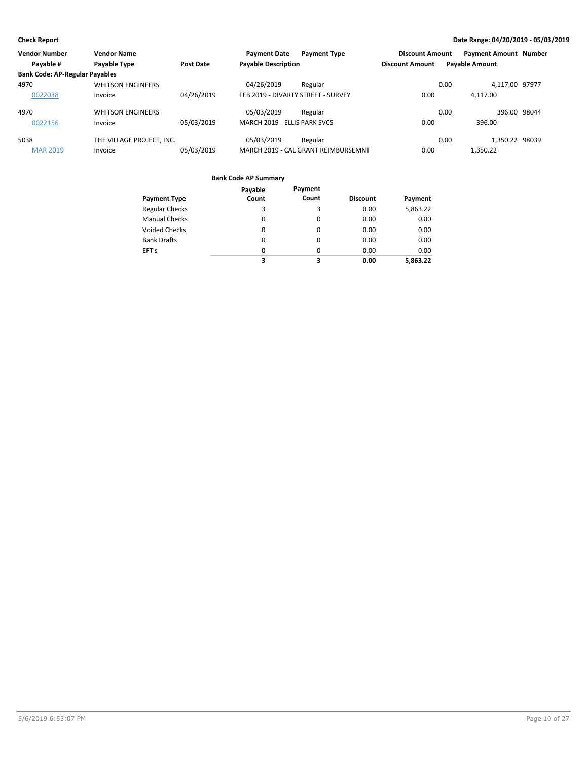**Check Report**

**Date Range: 04/20/2019 - 05/03/2019**

| Vendor Number | Vendor Name | | Payment Date | Payment Type | Discount Amount | Payment Amount | Number |
|---|---|---|---|---|---|---|---|
| Payable # | Payable Type | Post Date | Payable Description | | Discount Amount | Payable Amount | |
| **Bank Code: AP-Regular Payables** | | | | | | | |
| 4970 | WHITSON ENGINEERS | | 04/26/2019 | Regular | 0.00 | 4,117.00 | 97977 |
| 0022038 | Invoice | 04/26/2019 | FEB 2019 - DIVARTY STREET - SURVEY | | 0.00 | 4,117.00 | |
| 4970 | WHITSON ENGINEERS | | 05/03/2019 | Regular | 0.00 | 396.00 | 98044 |
| 0022156 | Invoice | 05/03/2019 | MARCH 2019 - ELLIS PARK SVCS | | 0.00 | 396.00 | |
| 5038 | THE VILLAGE PROJECT, INC. | | 05/03/2019 | Regular | 0.00 | 1,350.22 | 98039 |
| MAR 2019 | Invoice | 05/03/2019 | MARCH 2019 - CAL GRANT REIMBURSEMNT | | 0.00 | 1,350.22 | |

**Bank Code AP Summary**

| Payment Type | Payable Count | Payment Count | Discount | Payment |
|---|---|---|---|---|
| Regular Checks | 3 | 3 | 0.00 | 5,863.22 |
| Manual Checks | 0 | 0 | 0.00 | 0.00 |
| Voided Checks | 0 | 0 | 0.00 | 0.00 |
| Bank Drafts | 0 | 0 | 0.00 | 0.00 |
| EFT's | 0 | 0 | 0.00 | 0.00 |
| | **3** | **3** | **0.00** | **5,863.22** |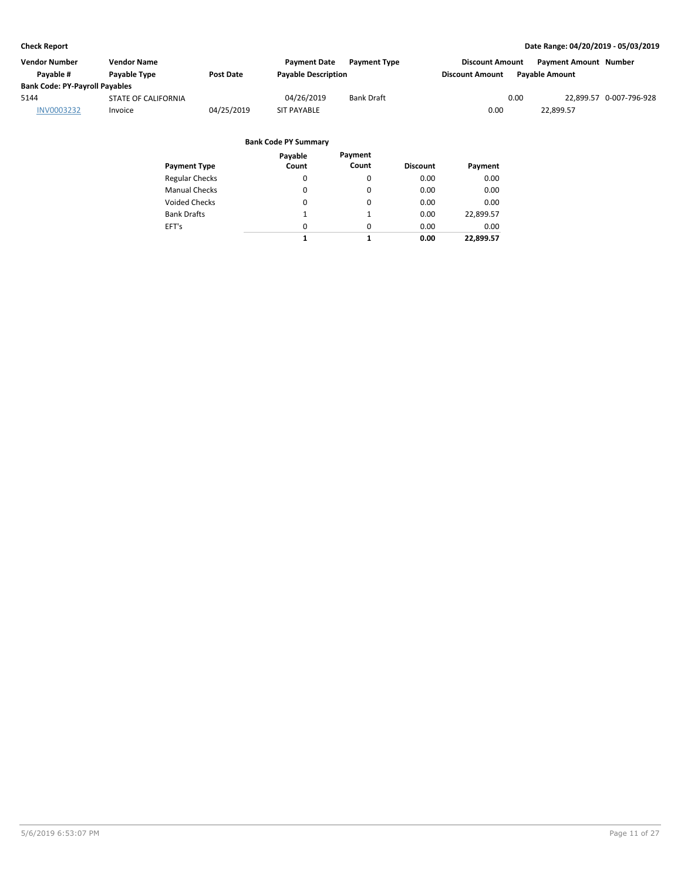| Vendor Number | Vendor Name | | Payment Date | Payment Type | Discount Amount | Payment Amount | Number |
|---|---|---|---|---|---|---|---|
| Payable # | Payable Type | Post Date | Payable Description | | Discount Amount | Payable Amount | |
| **Bank Code: PY-Payroll Payables** | | | | | | | |
| 5144 | STATE OF CALIFORNIA | | 04/26/2019 | Bank Draft | 0.00 | 22,899.57 | 0-007-796-928 |
| INV0003232 | Invoice | 04/25/2019 | SIT PAYABLE | | 0.00 | 22,899.57 | |

**Bank Code PY Summary**

| Payment Type | Payable Count | Payment Count | Discount | Payment |
|---|---|---|---|---|
| Regular Checks | 0 | 0 | 0.00 | 0.00 |
| Manual Checks | 0 | 0 | 0.00 | 0.00 |
| Voided Checks | 0 | 0 | 0.00 | 0.00 |
| Bank Drafts | 1 | 1 | 0.00 | 22,899.57 |
| EFT's | 0 | 0 | 0.00 | 0.00 |
| | **1** | **1** | **0.00** | **22,899.57** |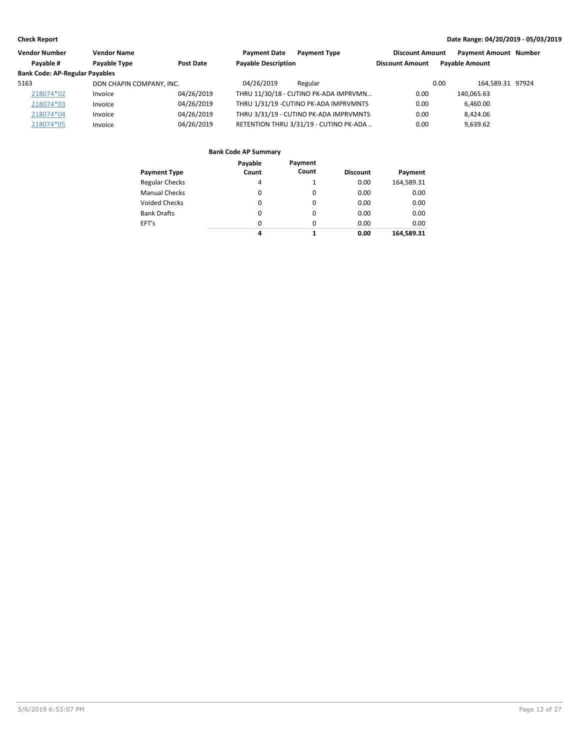| Vendor Number | Vendor Name | | Payment Date | Payment Type | Discount Amount | Payment Amount | Number |
|---|---|---|---|---|---|---|---|
| Payable # | Payable Type | Post Date | Payable Description | | Discount Amount | Payable Amount | |
| **Bank Code: AP-Regular Payables** | | | | | | | |
| 5163 | DON CHAPIN COMPANY, INC. | | 04/26/2019 | Regular | 0.00 | 164,589.31 | 97924 |
| 218074*02 | Invoice | 04/26/2019 | THRU 11/30/18 - CUTINO PK-ADA IMPRVMN... | | 0.00 | 140,065.63 | |
| 218074*03 | Invoice | 04/26/2019 | THRU 1/31/19 -CUTINO PK-ADA IMPRVMNTS | | 0.00 | 6,460.00 | |
| 218074*04 | Invoice | 04/26/2019 | THRU 3/31/19 - CUTINO PK-ADA IMPRVMNTS | | 0.00 | 8,424.06 | |
| 218074*05 | Invoice | 04/26/2019 | RETENTION THRU 3/31/19 - CUTINO PK-ADA .. | | 0.00 | 9,639.62 | |

**Bank Code AP Summary**

| Payment Type | Payable Count | Payment Count | Discount | Payment |
|---|---|---|---|---|
| Regular Checks | 4 | 1 | 0.00 | 164,589.31 |
| Manual Checks | 0 | 0 | 0.00 | 0.00 |
| Voided Checks | 0 | 0 | 0.00 | 0.00 |
| Bank Drafts | 0 | 0 | 0.00 | 0.00 |
| EFT's | 0 | 0 | 0.00 | 0.00 |
| | **4** | **1** | **0.00** | **164,589.31** |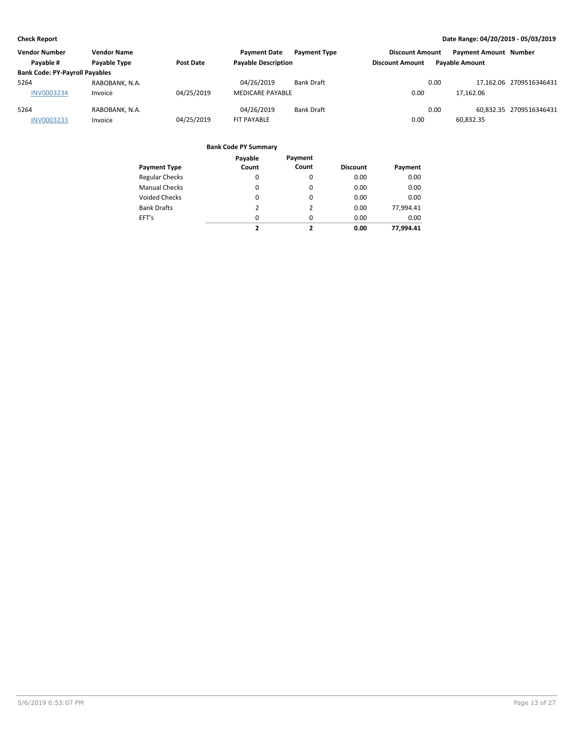**Check Report**

**Date Range: 04/20/2019 - 05/03/2019**

| Vendor Number | Vendor Name | | Payment Date | Payment Type | Discount Amount | Payment Amount | Number |
|---|---|---|---|---|---|---|---|
| Payable # | Payable Type | Post Date | Payable Description | | Discount Amount | Payable Amount | |
| **Bank Code: PY-Payroll Payables** | | | | | | | |
| 5264 | RABOBANK, N.A. | | 04/26/2019 | Bank Draft | 0.00 | 17,162.06 | 2709516346431 |
| INV0003234 | Invoice | 04/25/2019 | MEDICARE PAYABLE | | 0.00 | 17,162.06 | |
| 5264 | RABOBANK, N.A. | | 04/26/2019 | Bank Draft | 0.00 | 60,832.35 | 2709516346431 |
| INV0003233 | Invoice | 04/25/2019 | FIT PAYABLE | | 0.00 | 60,832.35 | |

**Bank Code PY Summary**

| Payment Type | Payable Count | Payment Count | Discount | Payment |
|---|---|---|---|---|
| Regular Checks | 0 | 0 | 0.00 | 0.00 |
| Manual Checks | 0 | 0 | 0.00 | 0.00 |
| Voided Checks | 0 | 0 | 0.00 | 0.00 |
| Bank Drafts | 2 | 2 | 0.00 | 77,994.41 |
| EFT's | 0 | 0 | 0.00 | 0.00 |
| | **2** | **2** | **0.00** | **77,994.41** |

5/6/2019 6:53:07 PM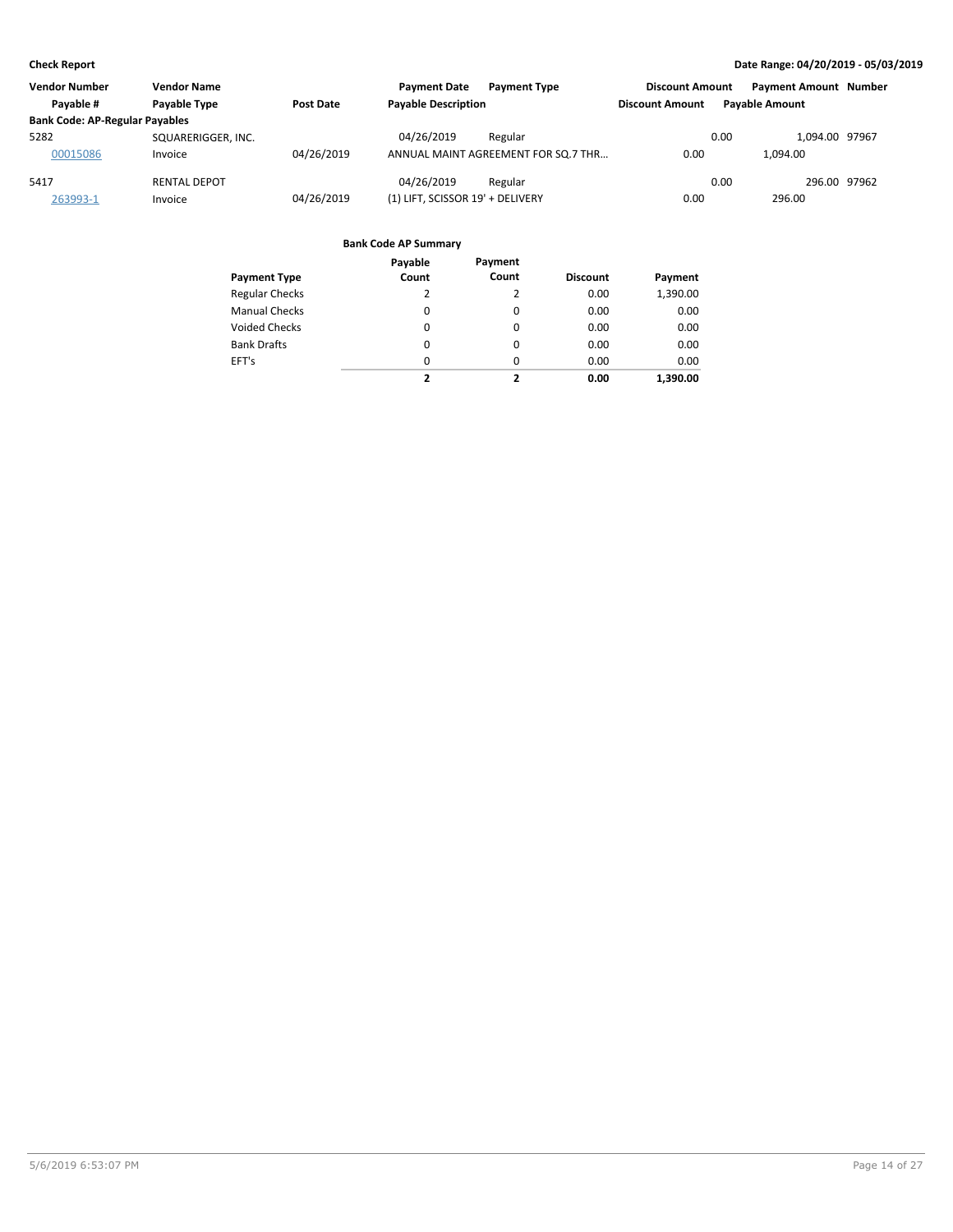| Vendor Number | Vendor Name | | Payment Date | Payment Type | Discount Amount | Payment Amount | Number |
|---|---|---|---|---|---|---|---|
| Payable # | Payable Type | Post Date | Payable Description | | Discount Amount | Payable Amount | |
| **Bank Code: AP-Regular Payables** | | | | | | | |
| 5282 | SQUARERIGGER, INC. | | 04/26/2019 | Regular | 0.00 | 1,094.00 | 97967 |
| 00015086 | Invoice | 04/26/2019 | ANNUAL MAINT AGREEMENT FOR SQ.7 THR… | | 0.00 | 1,094.00 | |
| 5417 | RENTAL DEPOT | | 04/26/2019 | Regular | 0.00 | 296.00 | 97962 |
| 263993-1 | Invoice | 04/26/2019 | (1) LIFT, SCISSOR 19' + DELIVERY | | 0.00 | 296.00 | |

**Bank Code AP Summary**

| Payment Type | Payable Count | Payment Count | Discount | Payment |
|---|---|---|---|---|
| Regular Checks | 2 | 2 | 0.00 | 1,390.00 |
| Manual Checks | 0 | 0 | 0.00 | 0.00 |
| Voided Checks | 0 | 0 | 0.00 | 0.00 |
| Bank Drafts | 0 | 0 | 0.00 | 0.00 |
| EFT's | 0 | 0 | 0.00 | 0.00 |
| | **2** | **2** | **0.00** | **1,390.00** |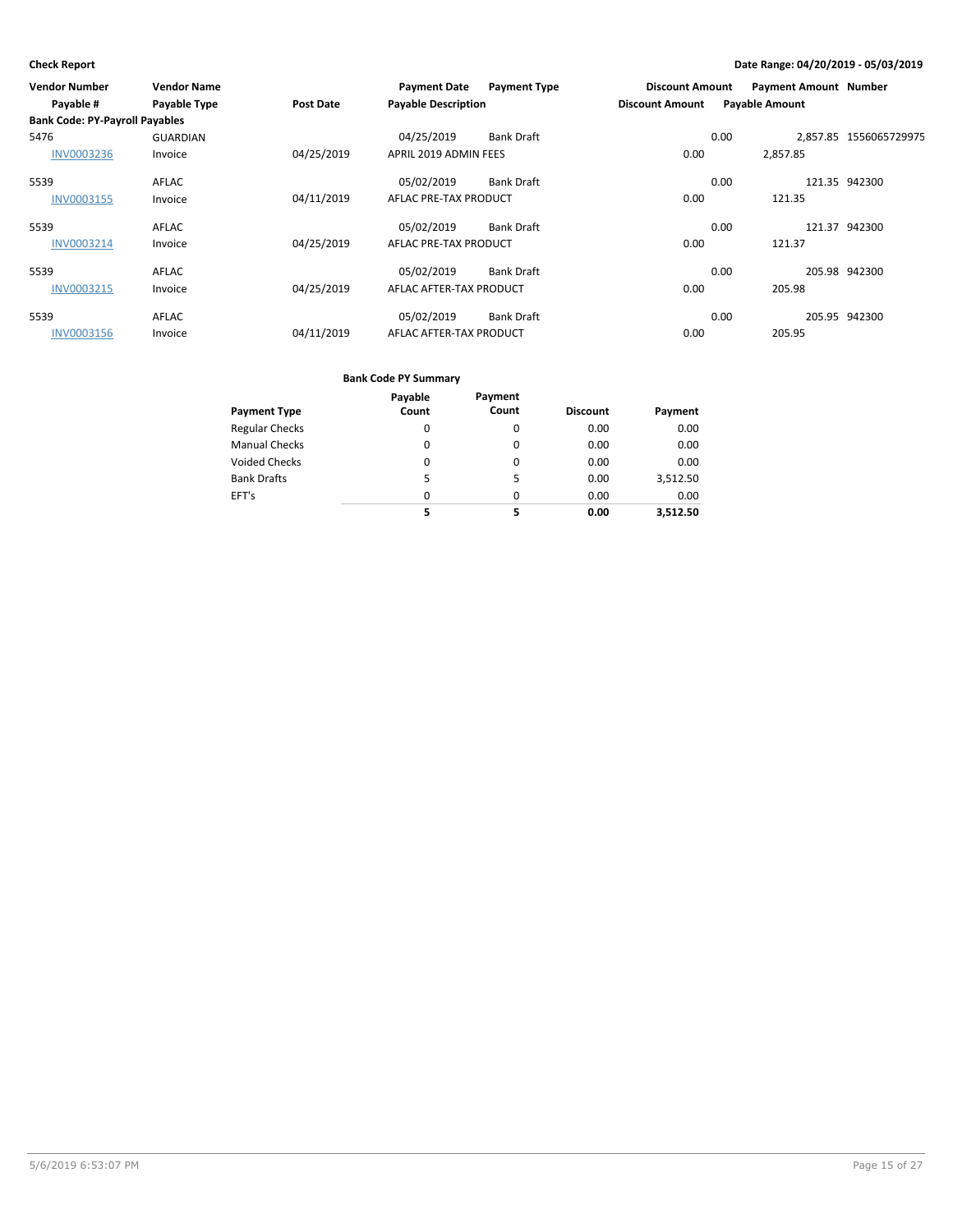**Check Report**

**Date Range: 04/20/2019 - 05/03/2019**

| Vendor Number | Vendor Name | | Payment Date | Payment Type | Discount Amount | Payment Amount | Number |
|---|---|---|---|---|---|---|---|
| Payable # | Payable Type | Post Date | Payable Description | | Discount Amount | Payable Amount | |
| **Bank Code: PY-Payroll Payables** | | | | | | | |
| 5476 | GUARDIAN | | 04/25/2019 | Bank Draft | 0.00 | 2,857.85 | 1556065729975 |
| INV0003236 | Invoice | 04/25/2019 | APRIL 2019 ADMIN FEES | | 0.00 | 2,857.85 | |
| 5539 | AFLAC | | 05/02/2019 | Bank Draft | 0.00 | 121.35 | 942300 |
| INV0003155 | Invoice | 04/11/2019 | AFLAC PRE-TAX PRODUCT | | 0.00 | 121.35 | |
| 5539 | AFLAC | | 05/02/2019 | Bank Draft | 0.00 | 121.37 | 942300 |
| INV0003214 | Invoice | 04/25/2019 | AFLAC PRE-TAX PRODUCT | | 0.00 | 121.37 | |
| 5539 | AFLAC | | 05/02/2019 | Bank Draft | 0.00 | 205.98 | 942300 |
| INV0003215 | Invoice | 04/25/2019 | AFLAC AFTER-TAX PRODUCT | | 0.00 | 205.98 | |
| 5539 | AFLAC | | 05/02/2019 | Bank Draft | 0.00 | 205.95 | 942300 |
| INV0003156 | Invoice | 04/11/2019 | AFLAC AFTER-TAX PRODUCT | | 0.00 | 205.95 | |

**Bank Code PY Summary**

| Payment Type | Payable Count | Payment Count | Discount | Payment |
|---|---|---|---|---|
| Regular Checks | 0 | 0 | 0.00 | 0.00 |
| Manual Checks | 0 | 0 | 0.00 | 0.00 |
| Voided Checks | 0 | 0 | 0.00 | 0.00 |
| Bank Drafts | 5 | 5 | 0.00 | 3,512.50 |
| EFT's | 0 | 0 | 0.00 | 0.00 |
| | **5** | **5** | **0.00** | **3,512.50** |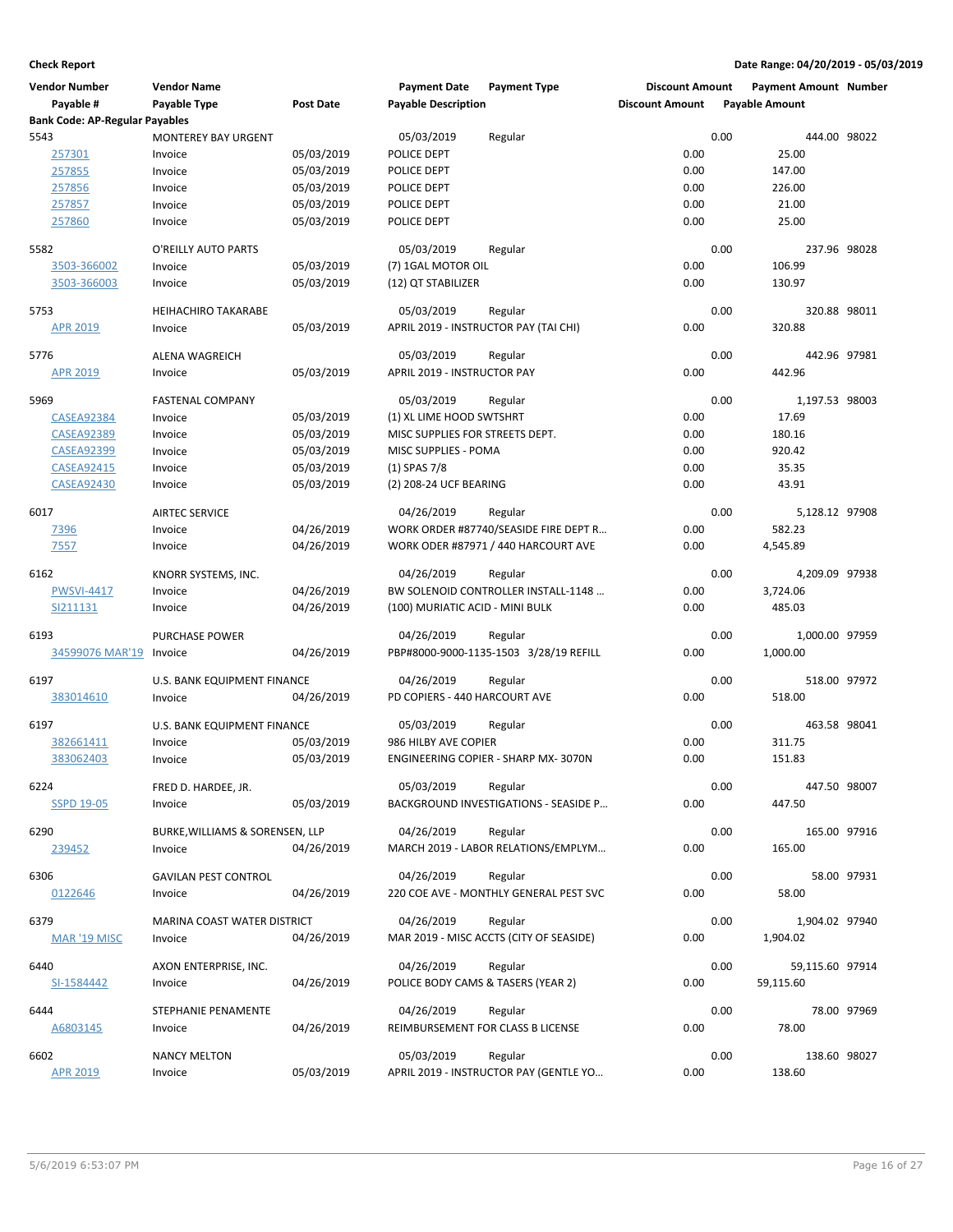**Check Report** — Date Range: 04/20/2019 - 05/03/2019

| Vendor Number / Payable # | Vendor Name / Payable Type | Post Date | Payment Date / Payable Description | Payment Type | Discount Amount | Payment Amount / Payable Amount | Number |
|---|---|---|---|---|---|---|---|
| **Bank Code: AP-Regular Payables** | | | | | | | |
| 5543 | MONTEREY BAY URGENT | | 05/03/2019 | Regular | 0.00 | 444.00 | 98022 |
| 257301 | Invoice | 05/03/2019 | POLICE DEPT | | 0.00 | 25.00 | |
| 257855 | Invoice | 05/03/2019 | POLICE DEPT | | 0.00 | 147.00 | |
| 257856 | Invoice | 05/03/2019 | POLICE DEPT | | 0.00 | 226.00 | |
| 257857 | Invoice | 05/03/2019 | POLICE DEPT | | 0.00 | 21.00 | |
| 257860 | Invoice | 05/03/2019 | POLICE DEPT | | 0.00 | 25.00 | |
| 5582 | O'REILLY AUTO PARTS | | 05/03/2019 | Regular | 0.00 | 237.96 | 98028 |
| 3503-366002 | Invoice | 05/03/2019 | (7) 1GAL MOTOR OIL | | 0.00 | 106.99 | |
| 3503-366003 | Invoice | 05/03/2019 | (12) QT STABILIZER | | 0.00 | 130.97 | |
| 5753 | HEIHACHIRO TAKARABE | | 05/03/2019 | Regular | 0.00 | 320.88 | 98011 |
| APR 2019 | Invoice | 05/03/2019 | APRIL 2019 - INSTRUCTOR PAY (TAI CHI) | | 0.00 | 320.88 | |
| 5776 | ALENA WAGREICH | | 05/03/2019 | Regular | 0.00 | 442.96 | 97981 |
| APR 2019 | Invoice | 05/03/2019 | APRIL 2019 - INSTRUCTOR PAY | | 0.00 | 442.96 | |
| 5969 | FASTENAL COMPANY | | 05/03/2019 | Regular | 0.00 | 1,197.53 | 98003 |
| CASEA92384 | Invoice | 05/03/2019 | (1) XL LIME HOOD SWTSHRT | | 0.00 | 17.69 | |
| CASEA92389 | Invoice | 05/03/2019 | MISC SUPPLIES FOR STREETS DEPT. | | 0.00 | 180.16 | |
| CASEA92399 | Invoice | 05/03/2019 | MISC SUPPLIES - POMA | | 0.00 | 920.42 | |
| CASEA92415 | Invoice | 05/03/2019 | (1) SPAS 7/8 | | 0.00 | 35.35 | |
| CASEA92430 | Invoice | 05/03/2019 | (2) 208-24 UCF BEARING | | 0.00 | 43.91 | |
| 6017 | AIRTEC SERVICE | | 04/26/2019 | Regular | 0.00 | 5,128.12 | 97908 |
| 7396 | Invoice | 04/26/2019 | WORK ORDER #87740/SEASIDE FIRE DEPT R... | | 0.00 | 582.23 | |
| 7557 | Invoice | 04/26/2019 | WORK ODER #87971 / 440 HARCOURT AVE | | 0.00 | 4,545.89 | |
| 6162 | KNORR SYSTEMS, INC. | | 04/26/2019 | Regular | 0.00 | 4,209.09 | 97938 |
| PWSVI-4417 | Invoice | 04/26/2019 | BW SOLENOID CONTROLLER INSTALL-1148 ... | | 0.00 | 3,724.06 | |
| SI211131 | Invoice | 04/26/2019 | (100) MURIATIC ACID - MINI BULK | | 0.00 | 485.03 | |
| 6193 | PURCHASE POWER | | 04/26/2019 | Regular | 0.00 | 1,000.00 | 97959 |
| 34599076 MAR'19 | Invoice | 04/26/2019 | PBP#8000-9000-1135-1503 3/28/19 REFILL | | 0.00 | 1,000.00 | |
| 6197 | U.S. BANK EQUIPMENT FINANCE | | 04/26/2019 | Regular | 0.00 | 518.00 | 97972 |
| 383014610 | Invoice | 04/26/2019 | PD COPIERS - 440 HARCOURT AVE | | 0.00 | 518.00 | |
| 6197 | U.S. BANK EQUIPMENT FINANCE | | 05/03/2019 | Regular | 0.00 | 463.58 | 98041 |
| 382661411 | Invoice | 05/03/2019 | 986 HILBY AVE COPIER | | 0.00 | 311.75 | |
| 383062403 | Invoice | 05/03/2019 | ENGINEERING COPIER - SHARP MX- 3070N | | 0.00 | 151.83 | |
| 6224 | FRED D. HARDEE, JR. | | 05/03/2019 | Regular | 0.00 | 447.50 | 98007 |
| SSPD 19-05 | Invoice | 05/03/2019 | BACKGROUND INVESTIGATIONS - SEASIDE P... | | 0.00 | 447.50 | |
| 6290 | BURKE,WILLIAMS & SORENSEN, LLP | | 04/26/2019 | Regular | 0.00 | 165.00 | 97916 |
| 239452 | Invoice | 04/26/2019 | MARCH 2019 - LABOR RELATIONS/EMPLYM... | | 0.00 | 165.00 | |
| 6306 | GAVILAN PEST CONTROL | | 04/26/2019 | Regular | 0.00 | 58.00 | 97931 |
| 0122646 | Invoice | 04/26/2019 | 220 COE AVE - MONTHLY GENERAL PEST SVC | | 0.00 | 58.00 | |
| 6379 | MARINA COAST WATER DISTRICT | | 04/26/2019 | Regular | 0.00 | 1,904.02 | 97940 |
| MAR '19 MISC | Invoice | 04/26/2019 | MAR 2019 - MISC ACCTS (CITY OF SEASIDE) | | 0.00 | 1,904.02 | |
| 6440 | AXON ENTERPRISE, INC. | | 04/26/2019 | Regular | 0.00 | 59,115.60 | 97914 |
| SI-1584442 | Invoice | 04/26/2019 | POLICE BODY CAMS & TASERS (YEAR 2) | | 0.00 | 59,115.60 | |
| 6444 | STEPHANIE PENAMENTE | | 04/26/2019 | Regular | 0.00 | 78.00 | 97969 |
| A6803145 | Invoice | 04/26/2019 | REIMBURSEMENT FOR CLASS B LICENSE | | 0.00 | 78.00 | |
| 6602 | NANCY MELTON | | 05/03/2019 | Regular | 0.00 | 138.60 | 98027 |
| APR 2019 | Invoice | 05/03/2019 | APRIL 2019 - INSTRUCTOR PAY (GENTLE YO... | | 0.00 | 138.60 | |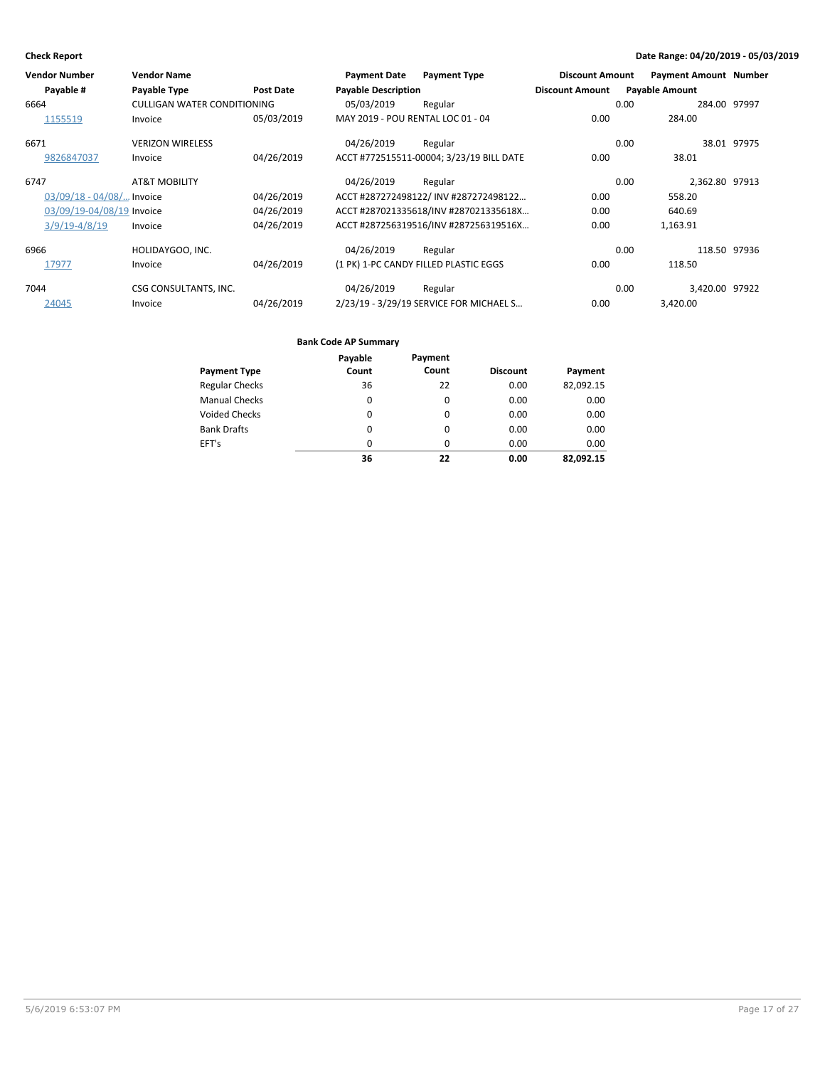**Check Report** **Date Range: 04/20/2019 - 05/03/2019**

| Vendor Number | Vendor Name | | Payment Date | Payment Type | Discount Amount | Payment Amount | Number |
|---|---|---|---|---|---|---|---|
| Payable # | Payable Type | Post Date | Payable Description | | Discount Amount | Payable Amount | |
| 6664 | CULLIGAN WATER CONDITIONING | | 05/03/2019 | Regular | 0.00 | 284.00 | 97997 |
| 1155519 | Invoice | 05/03/2019 | MAY 2019 - POU RENTAL LOC 01 - 04 | | 0.00 | 284.00 | |
| 6671 | VERIZON WIRELESS | | 04/26/2019 | Regular | 0.00 | 38.01 | 97975 |
| 9826847037 | Invoice | 04/26/2019 | ACCT #772515511-00004; 3/23/19 BILL DATE | | 0.00 | 38.01 | |
| 6747 | AT&T MOBILITY | | 04/26/2019 | Regular | 0.00 | 2,362.80 | 97913 |
| 03/09/18 - 04/08/... | Invoice | 04/26/2019 | ACCT #287272498122/ INV #287272498122... | | 0.00 | 558.20 | |
| 03/09/19-04/08/19 | Invoice | 04/26/2019 | ACCT #287021335618/INV #287021335618X... | | 0.00 | 640.69 | |
| 3/9/19-4/8/19 | Invoice | 04/26/2019 | ACCT #287256319516/INV #287256319516X... | | 0.00 | 1,163.91 | |
| 6966 | HOLIDAYGOO, INC. | | 04/26/2019 | Regular | 0.00 | 118.50 | 97936 |
| 17977 | Invoice | 04/26/2019 | (1 PK) 1-PC CANDY FILLED PLASTIC EGGS | | 0.00 | 118.50 | |
| 7044 | CSG CONSULTANTS, INC. | | 04/26/2019 | Regular | 0.00 | 3,420.00 | 97922 |
| 24045 | Invoice | 04/26/2019 | 2/23/19 - 3/29/19 SERVICE FOR MICHAEL S... | | 0.00 | 3,420.00 | |

**Bank Code AP Summary**

| Payment Type | Payable Count | Payment Count | Discount | Payment |
|---|---|---|---|---|
| Regular Checks | 36 | 22 | 0.00 | 82,092.15 |
| Manual Checks | 0 | 0 | 0.00 | 0.00 |
| Voided Checks | 0 | 0 | 0.00 | 0.00 |
| Bank Drafts | 0 | 0 | 0.00 | 0.00 |
| EFT's | 0 | 0 | 0.00 | 0.00 |
| | **36** | **22** | **0.00** | **82,092.15** |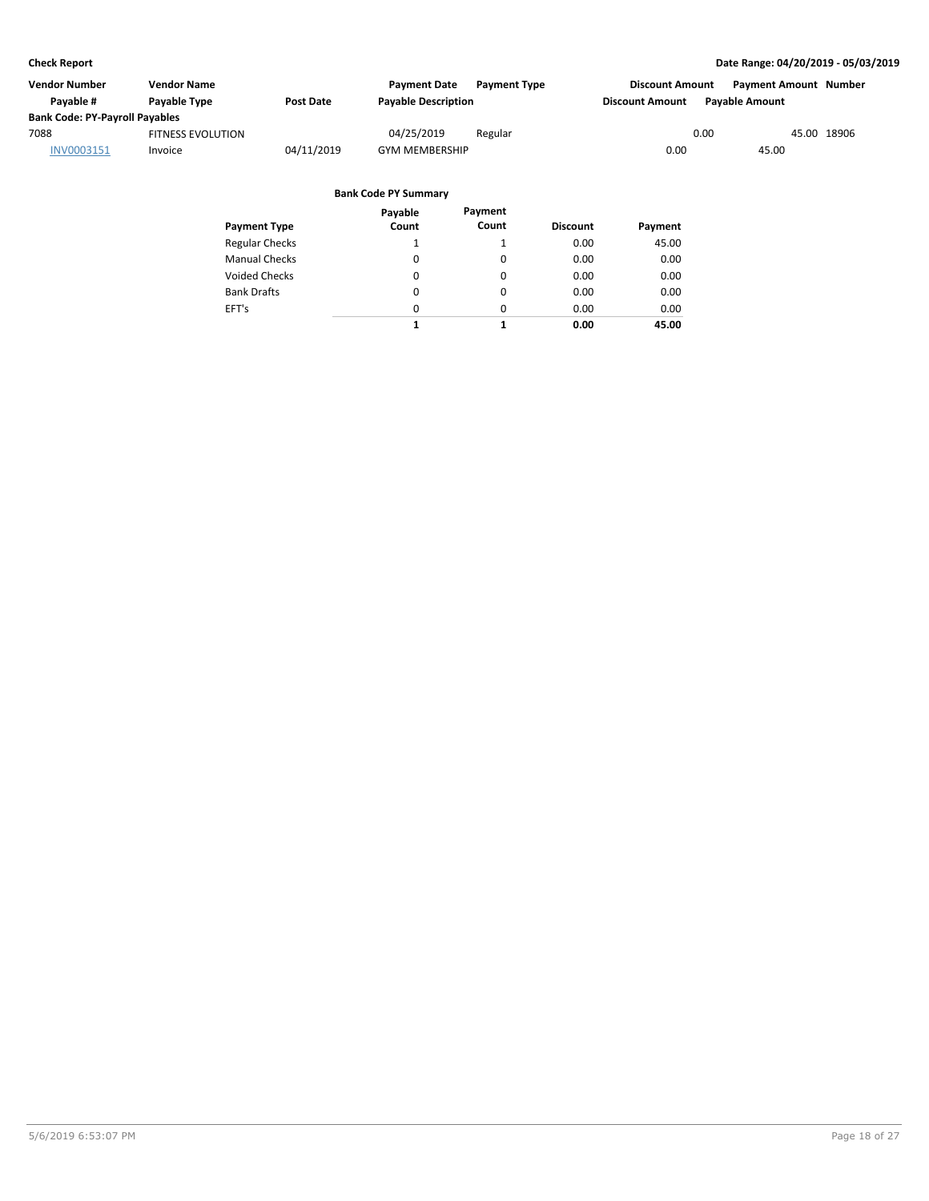**Check Report** | **Date Range: 04/20/2019 - 05/03/2019**

| Vendor Number | Vendor Name | | Payment Date | Payment Type | Discount Amount | Payment Amount | Number |
|---|---|---|---|---|---|---|---|
| Payable # | Payable Type | Post Date | Payable Description | | Discount Amount | Payable Amount | |
| **Bank Code: PY-Payroll Payables** | | | | | | | |
| 7088 | FITNESS EVOLUTION | | 04/25/2019 | Regular | 0.00 | 45.00 | 18906 |
| INV0003151 | Invoice | 04/11/2019 | GYM MEMBERSHIP | | 0.00 | 45.00 | |

**Bank Code PY Summary**

| Payment Type | Payable Count | Payment Count | Discount | Payment |
|---|---|---|---|---|
| Regular Checks | 1 | 1 | 0.00 | 45.00 |
| Manual Checks | 0 | 0 | 0.00 | 0.00 |
| Voided Checks | 0 | 0 | 0.00 | 0.00 |
| Bank Drafts | 0 | 0 | 0.00 | 0.00 |
| EFT's | 0 | 0 | 0.00 | 0.00 |
| | **1** | **1** | **0.00** | **45.00** |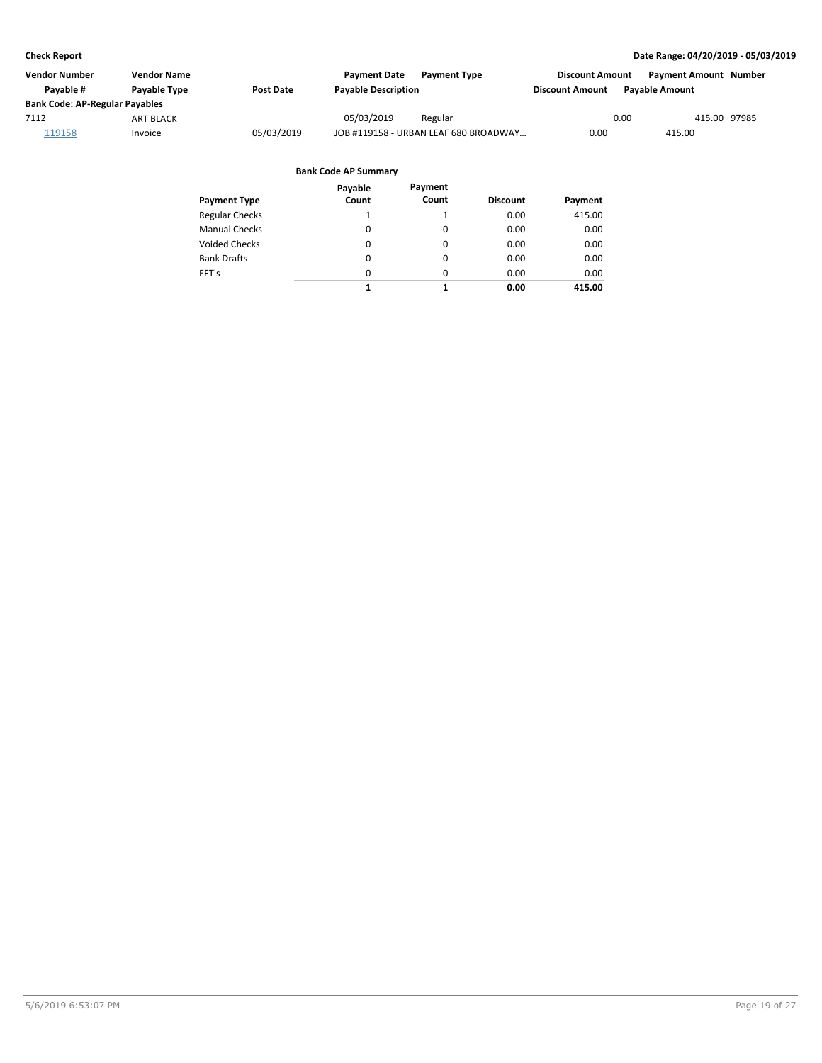**Check Report**

**Date Range: 04/20/2019 - 05/03/2019**

| Vendor Number | Vendor Name | | Payment Date | Payment Type | Discount Amount | Payment Amount | Number |
|---|---|---|---|---|---|---|---|
| Payable # | Payable Type | Post Date | Payable Description | | Discount Amount | Payable Amount | |
| **Bank Code: AP-Regular Payables** | | | | | | | |
| 7112 | ART BLACK | | 05/03/2019 | Regular | 0.00 | 415.00 | 97985 |
| 119158 | Invoice | 05/03/2019 | JOB #119158 - URBAN LEAF 680 BROADWAY… | | 0.00 | 415.00 | |

**Bank Code AP Summary**

| Payment Type | Payable Count | Payment Count | Discount | Payment |
|---|---|---|---|---|
| Regular Checks | 1 | 1 | 0.00 | 415.00 |
| Manual Checks | 0 | 0 | 0.00 | 0.00 |
| Voided Checks | 0 | 0 | 0.00 | 0.00 |
| Bank Drafts | 0 | 0 | 0.00 | 0.00 |
| EFT's | 0 | 0 | 0.00 | 0.00 |
| | **1** | **1** | **0.00** | **415.00** |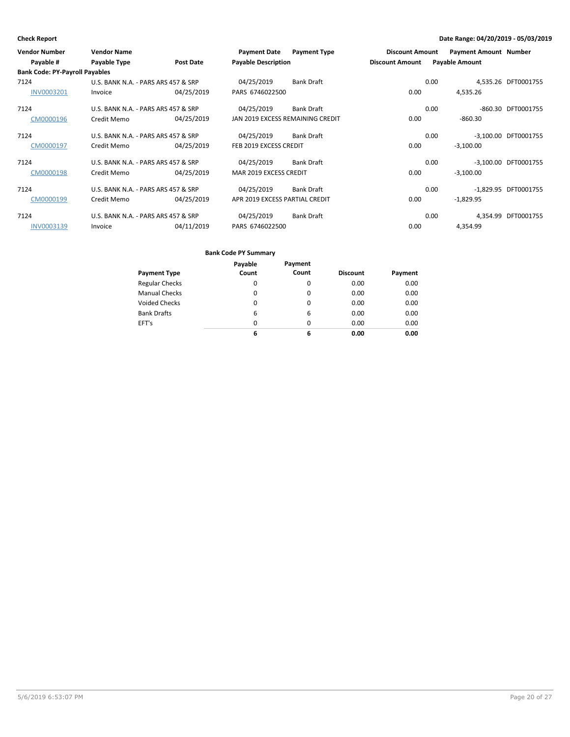**Check Report** — Date Range: 04/20/2019 - 05/03/2019

| Vendor Number / Payable # | Vendor Name / Payable Type | Post Date | Payment Date / Payable Description | Payment Type | Discount Amount | Payment Amount / Payable Amount | Number |
|---|---|---|---|---|---|---|---|
| **Bank Code: PY-Payroll Payables** | | | | | | | |
| 7124 | U.S. BANK N.A. - PARS ARS 457 & SRP | | 04/25/2019 | Bank Draft | 0.00 | 4,535.26 | DFT0001755 |
| INV0003201 | Invoice | 04/25/2019 | PARS 6746022500 | | 0.00 | 4,535.26 | |
| 7124 | U.S. BANK N.A. - PARS ARS 457 & SRP | | 04/25/2019 | Bank Draft | 0.00 | -860.30 | DFT0001755 |
| CM0000196 | Credit Memo | 04/25/2019 | JAN 2019 EXCESS REMAINING CREDIT | | 0.00 | -860.30 | |
| 7124 | U.S. BANK N.A. - PARS ARS 457 & SRP | | 04/25/2019 | Bank Draft | 0.00 | -3,100.00 | DFT0001755 |
| CM0000197 | Credit Memo | 04/25/2019 | FEB 2019 EXCESS CREDIT | | 0.00 | -3,100.00 | |
| 7124 | U.S. BANK N.A. - PARS ARS 457 & SRP | | 04/25/2019 | Bank Draft | 0.00 | -3,100.00 | DFT0001755 |
| CM0000198 | Credit Memo | 04/25/2019 | MAR 2019 EXCESS CREDIT | | 0.00 | -3,100.00 | |
| 7124 | U.S. BANK N.A. - PARS ARS 457 & SRP | | 04/25/2019 | Bank Draft | 0.00 | -1,829.95 | DFT0001755 |
| CM0000199 | Credit Memo | 04/25/2019 | APR 2019 EXCESS PARTIAL CREDIT | | 0.00 | -1,829.95 | |
| 7124 | U.S. BANK N.A. - PARS ARS 457 & SRP | | 04/25/2019 | Bank Draft | 0.00 | 4,354.99 | DFT0001755 |
| INV0003139 | Invoice | 04/11/2019 | PARS 6746022500 | | 0.00 | 4,354.99 | |

**Bank Code PY Summary**

| Payment Type | Payable Count | Payment Count | Discount | Payment |
|---|---|---|---|---|
| Regular Checks | 0 | 0 | 0.00 | 0.00 |
| Manual Checks | 0 | 0 | 0.00 | 0.00 |
| Voided Checks | 0 | 0 | 0.00 | 0.00 |
| Bank Drafts | 6 | 6 | 0.00 | 0.00 |
| EFT's | 0 | 0 | 0.00 | 0.00 |
| | **6** | **6** | **0.00** | **0.00** |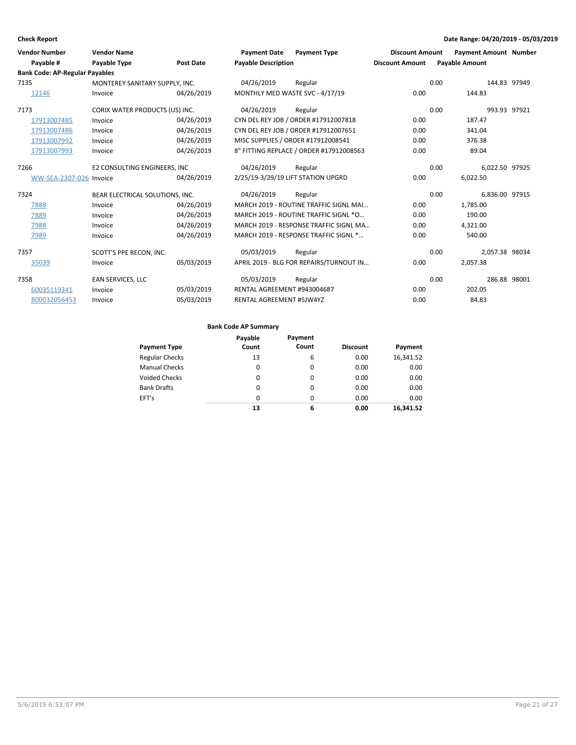**Check Report** — Date Range: 04/20/2019 - 05/03/2019

| Vendor Number | Vendor Name | | Payment Date | Payment Type | Discount Amount | Payment Amount | Number |
|---|---|---|---|---|---|---|---|
| Payable # | Payable Type | Post Date | Payable Description | | Discount Amount | Payable Amount | |
| **Bank Code: AP-Regular Payables** | | | | | | | |
| 7135 | MONTEREY SANITARY SUPPLY, INC. | | 04/26/2019 | Regular | 0.00 | 144.83 | 97949 |
| 12146 | Invoice | 04/26/2019 | MONTHLY MED WASTE SVC - 4/17/19 | | 0.00 | 144.83 | |
| 7173 | CORIX WATER PRODUCTS (US) INC. | | 04/26/2019 | Regular | 0.00 | 993.93 | 97921 |
| 17913007485 | Invoice | 04/26/2019 | CYN DEL REY JOB / ORDER #17912007818 | | 0.00 | 187.47 | |
| 17913007486 | Invoice | 04/26/2019 | CYN DEL REY JOB / ORDER #17912007651 | | 0.00 | 341.04 | |
| 17913007992 | Invoice | 04/26/2019 | MISC SUPPLIES / ORDER #17912008541 | | 0.00 | 376.38 | |
| 17913007993 | Invoice | 04/26/2019 | 8" FITTING REPLACE / ORDER #17912008563 | | 0.00 | 89.04 | |
| 7266 | E2 CONSULTING ENGINEERS, INC | | 04/26/2019 | Regular | 0.00 | 6,022.50 | 97925 |
| WW-SEA-2307-026 | Invoice | 04/26/2019 | 2/25/19-3/29/19 LIFT STATION UPGRD | | 0.00 | 6,022.50 | |
| 7324 | BEAR ELECTRICAL SOLUTIONS, INC. | | 04/26/2019 | Regular | 0.00 | 6,836.00 | 97915 |
| 7888 | Invoice | 04/26/2019 | MARCH 2019 - ROUTINE TRAFFIC SIGNL MAI... | | 0.00 | 1,785.00 | |
| 7889 | Invoice | 04/26/2019 | MARCH 2019 - ROUTINE TRAFFIC SIGNL *O... | | 0.00 | 190.00 | |
| 7988 | Invoice | 04/26/2019 | MARCH 2019 - RESPONSE TRAFFIC SIGNL MA... | | 0.00 | 4,321.00 | |
| 7989 | Invoice | 04/26/2019 | MARCH 2019 - RESPONSE TRAFFIC SIGNL *... | | 0.00 | 540.00 | |
| 7357 | SCOTT'S PPE RECON, INC. | | 05/03/2019 | Regular | 0.00 | 2,057.38 | 98034 |
| 35039 | Invoice | 05/03/2019 | APRIL 2019 - BLG FOR REPAIRS/TURNOUT IN... | | 0.00 | 2,057.38 | |
| 7358 | EAN SERVICES, LLC | | 05/03/2019 | Regular | 0.00 | 286.88 | 98001 |
| 60035119341 | Invoice | 05/03/2019 | RENTAL AGREEMENT #943004687 | | 0.00 | 202.05 | |
| 800032056453 | Invoice | 05/03/2019 | RENTAL AGREEMENT #5JW4YZ | | 0.00 | 84.83 | |

**Bank Code AP Summary**

| Payment Type | Payable Count | Payment Count | Discount | Payment |
|---|---|---|---|---|
| Regular Checks | 13 | 6 | 0.00 | 16,341.52 |
| Manual Checks | 0 | 0 | 0.00 | 0.00 |
| Voided Checks | 0 | 0 | 0.00 | 0.00 |
| Bank Drafts | 0 | 0 | 0.00 | 0.00 |
| EFT's | 0 | 0 | 0.00 | 0.00 |
| | **13** | **6** | **0.00** | **16,341.52** |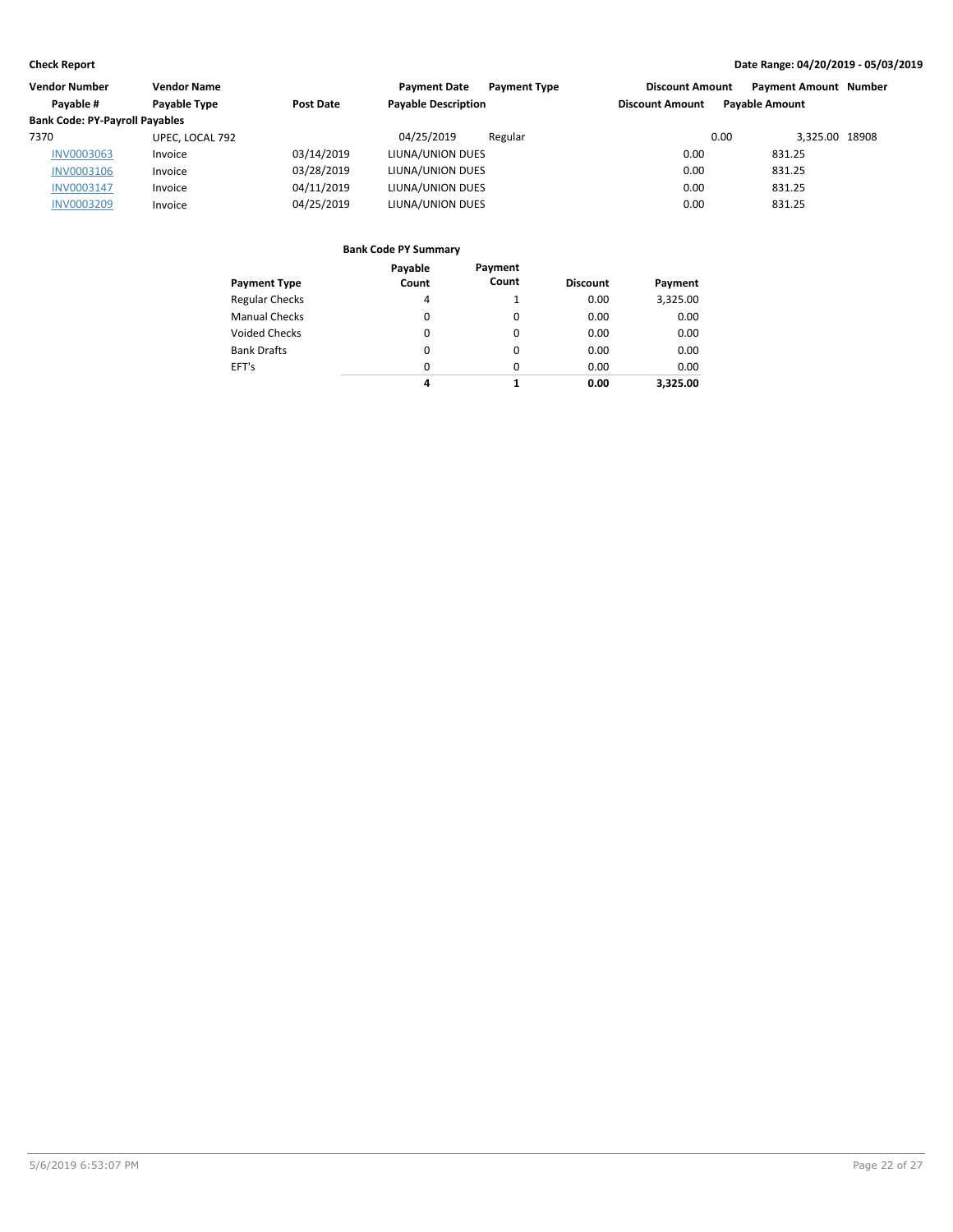**Check Report** | **Date Range: 04/20/2019 - 05/03/2019**

| Vendor Number | Vendor Name | | Payment Date | Payment Type | Discount Amount | Payment Amount | Number |
|---|---|---|---|---|---|---|---|
| Payable # | Payable Type | Post Date | Payable Description | | Discount Amount | Payable Amount | |
| **Bank Code: PY-Payroll Payables** | | | | | | | |
| 7370 | UPEC, LOCAL 792 | | 04/25/2019 | Regular | 0.00 | 3,325.00 | 18908 |
| INV0003063 | Invoice | 03/14/2019 | LIUNA/UNION DUES | | 0.00 | 831.25 | |
| INV0003106 | Invoice | 03/28/2019 | LIUNA/UNION DUES | | 0.00 | 831.25 | |
| INV0003147 | Invoice | 04/11/2019 | LIUNA/UNION DUES | | 0.00 | 831.25 | |
| INV0003209 | Invoice | 04/25/2019 | LIUNA/UNION DUES | | 0.00 | 831.25 | |

**Bank Code PY Summary**

| Payment Type | Payable Count | Payment Count | Discount | Payment |
|---|---|---|---|---|
| Regular Checks | 4 | 1 | 0.00 | 3,325.00 |
| Manual Checks | 0 | 0 | 0.00 | 0.00 |
| Voided Checks | 0 | 0 | 0.00 | 0.00 |
| Bank Drafts | 0 | 0 | 0.00 | 0.00 |
| EFT's | 0 | 0 | 0.00 | 0.00 |
| | **4** | **1** | **0.00** | **3,325.00** |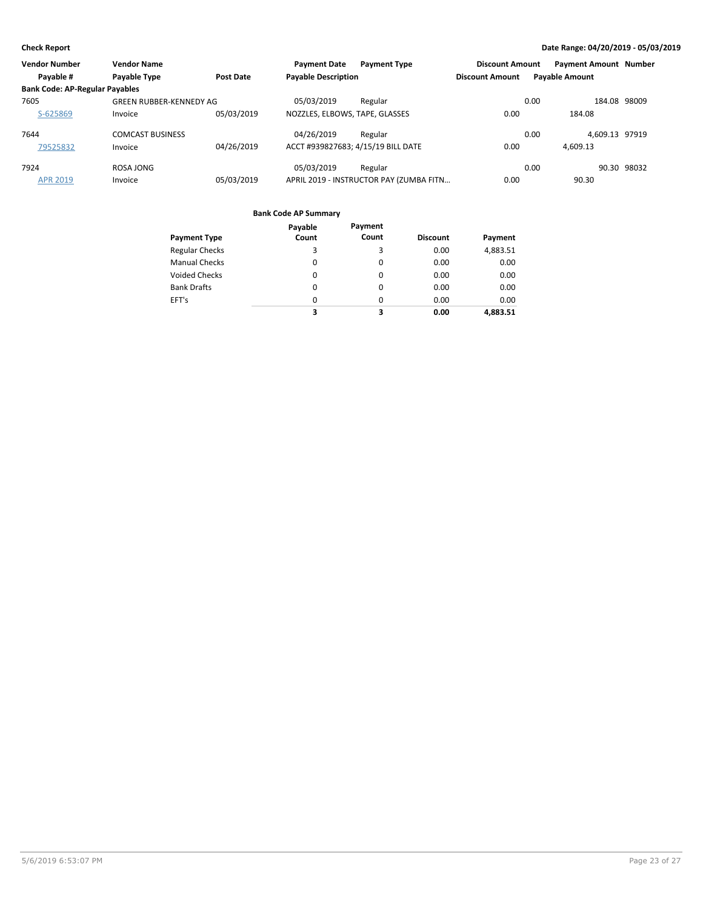**Check Report** — Date Range: 04/20/2019 - 05/03/2019

| Vendor Number | Vendor Name | | Payment Date | Payment Type | Discount Amount | Payment Amount | Number |
|---|---|---|---|---|---|---|---|
| Payable # | Payable Type | Post Date | Payable Description | | Discount Amount | Payable Amount | |
| **Bank Code: AP-Regular Payables** | | | | | | | |
| 7605 | GREEN RUBBER-KENNEDY AG | | 05/03/2019 | Regular | 0.00 | 184.08 | 98009 |
| S-625869 | Invoice | 05/03/2019 | NOZZLES, ELBOWS, TAPE, GLASSES | | 0.00 | 184.08 | |
| 7644 | COMCAST BUSINESS | | 04/26/2019 | Regular | 0.00 | 4,609.13 | 97919 |
| 79525832 | Invoice | 04/26/2019 | ACCT #939827683; 4/15/19 BILL DATE | | 0.00 | 4,609.13 | |
| 7924 | ROSA JONG | | 05/03/2019 | Regular | 0.00 | 90.30 | 98032 |
| APR 2019 | Invoice | 05/03/2019 | APRIL 2019 - INSTRUCTOR PAY (ZUMBA FITN... | | 0.00 | 90.30 | |

**Bank Code AP Summary**

| Payment Type | Payable Count | Payment Count | Discount | Payment |
|---|---|---|---|---|
| Regular Checks | 3 | 3 | 0.00 | 4,883.51 |
| Manual Checks | 0 | 0 | 0.00 | 0.00 |
| Voided Checks | 0 | 0 | 0.00 | 0.00 |
| Bank Drafts | 0 | 0 | 0.00 | 0.00 |
| EFT's | 0 | 0 | 0.00 | 0.00 |
| | **3** | **3** | **0.00** | **4,883.51** |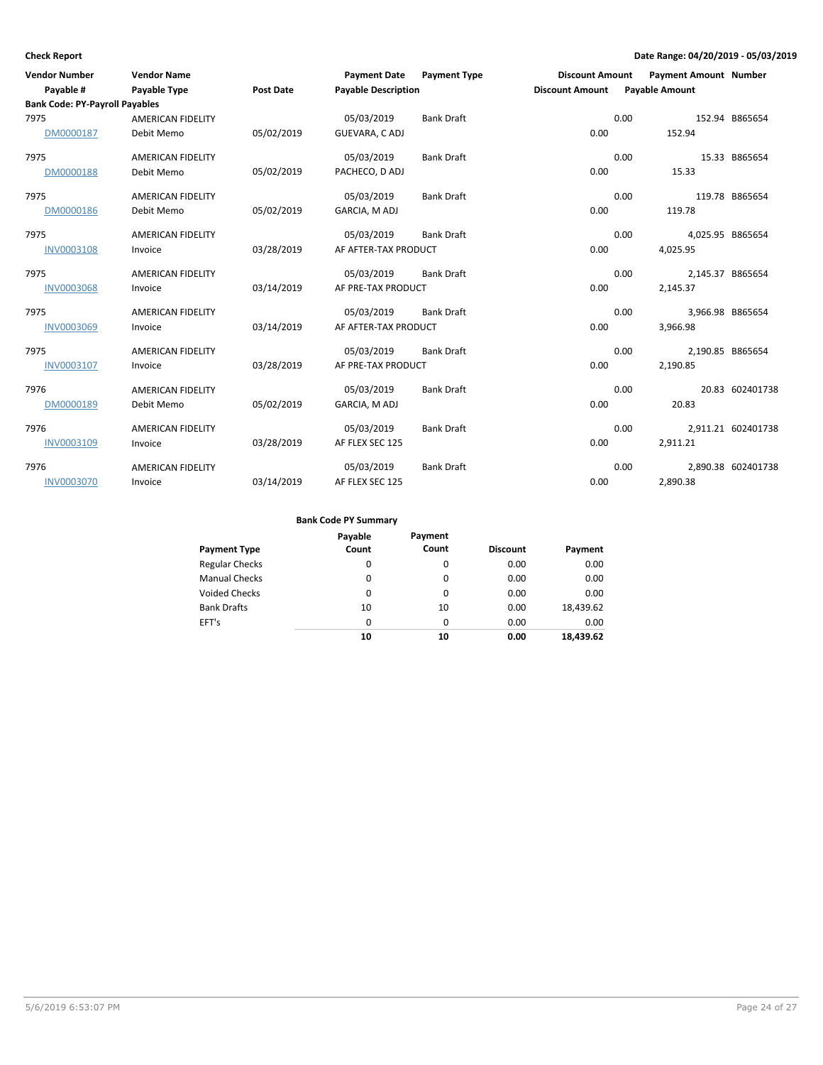**Check Report**

**Date Range: 04/20/2019 - 05/03/2019**

| Vendor Number | Vendor Name | | Payment Date | Payment Type | Discount Amount | Payment Amount | Number |
|---|---|---|---|---|---|---|---|
| Payable # | Payable Type | Post Date | Payable Description | | Discount Amount | Payable Amount | |
| **Bank Code: PY-Payroll Payables** | | | | | | | |
| 7975 | AMERICAN FIDELITY | | 05/03/2019 | Bank Draft | 0.00 | 152.94 | B865654 |
| DM0000187 | Debit Memo | 05/02/2019 | GUEVARA, C ADJ | | 0.00 | 152.94 | |
| 7975 | AMERICAN FIDELITY | | 05/03/2019 | Bank Draft | 0.00 | 15.33 | B865654 |
| DM0000188 | Debit Memo | 05/02/2019 | PACHECO, D ADJ | | 0.00 | 15.33 | |
| 7975 | AMERICAN FIDELITY | | 05/03/2019 | Bank Draft | 0.00 | 119.78 | B865654 |
| DM0000186 | Debit Memo | 05/02/2019 | GARCIA, M ADJ | | 0.00 | 119.78 | |
| 7975 | AMERICAN FIDELITY | | 05/03/2019 | Bank Draft | 0.00 | 4,025.95 | B865654 |
| INV0003108 | Invoice | 03/28/2019 | AF AFTER-TAX PRODUCT | | 0.00 | 4,025.95 | |
| 7975 | AMERICAN FIDELITY | | 05/03/2019 | Bank Draft | 0.00 | 2,145.37 | B865654 |
| INV0003068 | Invoice | 03/14/2019 | AF PRE-TAX PRODUCT | | 0.00 | 2,145.37 | |
| 7975 | AMERICAN FIDELITY | | 05/03/2019 | Bank Draft | 0.00 | 3,966.98 | B865654 |
| INV0003069 | Invoice | 03/14/2019 | AF AFTER-TAX PRODUCT | | 0.00 | 3,966.98 | |
| 7975 | AMERICAN FIDELITY | | 05/03/2019 | Bank Draft | 0.00 | 2,190.85 | B865654 |
| INV0003107 | Invoice | 03/28/2019 | AF PRE-TAX PRODUCT | | 0.00 | 2,190.85 | |
| 7976 | AMERICAN FIDELITY | | 05/03/2019 | Bank Draft | 0.00 | 20.83 | 602401738 |
| DM0000189 | Debit Memo | 05/02/2019 | GARCIA, M ADJ | | 0.00 | 20.83 | |
| 7976 | AMERICAN FIDELITY | | 05/03/2019 | Bank Draft | 0.00 | 2,911.21 | 602401738 |
| INV0003109 | Invoice | 03/28/2019 | AF FLEX SEC 125 | | 0.00 | 2,911.21 | |
| 7976 | AMERICAN FIDELITY | | 05/03/2019 | Bank Draft | 0.00 | 2,890.38 | 602401738 |
| INV0003070 | Invoice | 03/14/2019 | AF FLEX SEC 125 | | 0.00 | 2,890.38 | |

**Bank Code PY Summary**

| Payment Type | Payable Count | Payment Count | Discount | Payment |
|---|---|---|---|---|
| Regular Checks | 0 | 0 | 0.00 | 0.00 |
| Manual Checks | 0 | 0 | 0.00 | 0.00 |
| Voided Checks | 0 | 0 | 0.00 | 0.00 |
| Bank Drafts | 10 | 10 | 0.00 | 18,439.62 |
| EFT's | 0 | 0 | 0.00 | 0.00 |
| | **10** | **10** | **0.00** | **18,439.62** |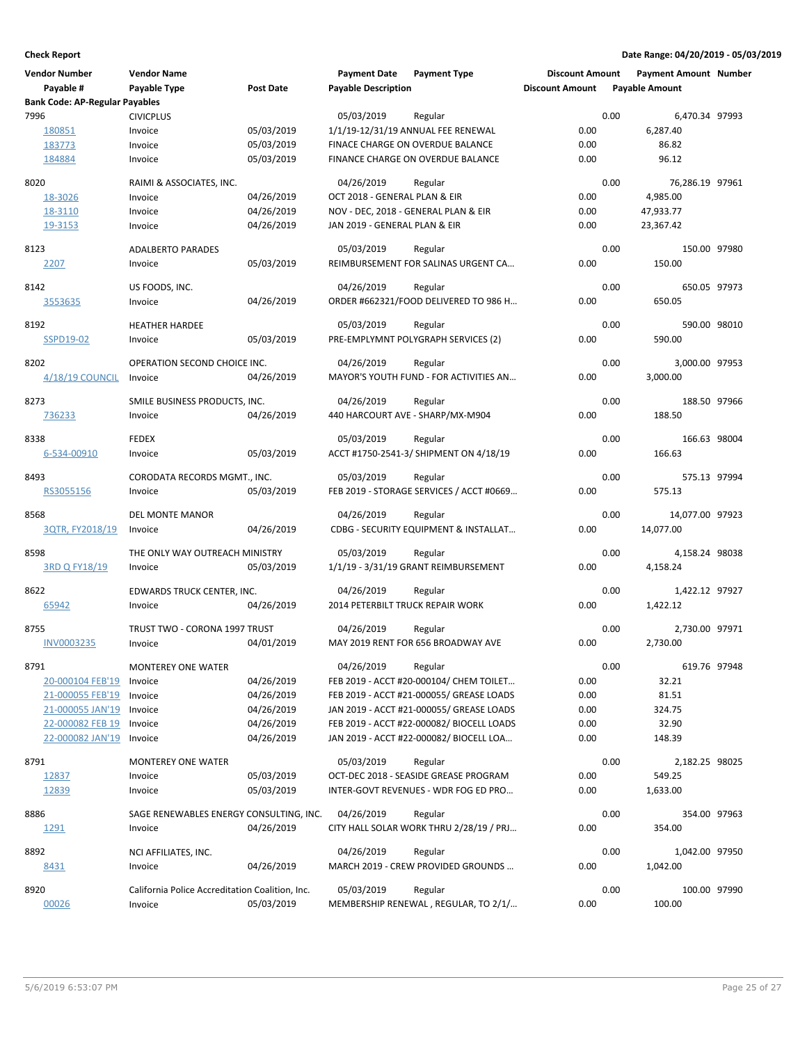**Check Report**

**Date Range: 04/20/2019 - 05/03/2019**

| Vendor Number | Vendor Name | | Payment Date | Payment Type | Discount Amount | Payment Amount | Number |
|---|---|---|---|---|---|---|---|
| Payable # | Payable Type | Post Date | Payable Description | | Discount Amount | Payable Amount | |
| **Bank Code: AP-Regular Payables** | | | | | | | |
| 7996 | CIVICPLUS | | 05/03/2019 | Regular | 0.00 | 6,470.34 | 97993 |
| 180851 | Invoice | 05/03/2019 | 1/1/19-12/31/19 ANNUAL FEE RENEWAL | | 0.00 | 6,287.40 | |
| 183773 | Invoice | 05/03/2019 | FINACE CHARGE ON OVERDUE BALANCE | | 0.00 | 86.82 | |
| 184884 | Invoice | 05/03/2019 | FINANCE CHARGE ON OVERDUE BALANCE | | 0.00 | 96.12 | |
| 8020 | RAIMI & ASSOCIATES, INC. | | 04/26/2019 | Regular | 0.00 | 76,286.19 | 97961 |
| 18-3026 | Invoice | 04/26/2019 | OCT 2018 - GENERAL PLAN & EIR | | 0.00 | 4,985.00 | |
| 18-3110 | Invoice | 04/26/2019 | NOV - DEC, 2018 - GENERAL PLAN & EIR | | 0.00 | 47,933.77 | |
| 19-3153 | Invoice | 04/26/2019 | JAN 2019 - GENERAL PLAN & EIR | | 0.00 | 23,367.42 | |
| 8123 | ADALBERTO PARADES | | 05/03/2019 | Regular | 0.00 | 150.00 | 97980 |
| 2207 | Invoice | 05/03/2019 | REIMBURSEMENT FOR SALINAS URGENT CA... | | 0.00 | 150.00 | |
| 8142 | US FOODS, INC. | | 04/26/2019 | Regular | 0.00 | 650.05 | 97973 |
| 3553635 | Invoice | 04/26/2019 | ORDER #662321/FOOD DELIVERED TO 986 H... | | 0.00 | 650.05 | |
| 8192 | HEATHER HARDEE | | 05/03/2019 | Regular | 0.00 | 590.00 | 98010 |
| SSPD19-02 | Invoice | 05/03/2019 | PRE-EMPLYMNT POLYGRAPH SERVICES (2) | | 0.00 | 590.00 | |
| 8202 | OPERATION SECOND CHOICE INC. | | 04/26/2019 | Regular | 0.00 | 3,000.00 | 97953 |
| 4/18/19 COUNCIL | Invoice | 04/26/2019 | MAYOR'S YOUTH FUND - FOR ACTIVITIES AN... | | 0.00 | 3,000.00 | |
| 8273 | SMILE BUSINESS PRODUCTS, INC. | | 04/26/2019 | Regular | 0.00 | 188.50 | 97966 |
| 736233 | Invoice | 04/26/2019 | 440 HARCOURT AVE - SHARP/MX-M904 | | 0.00 | 188.50 | |
| 8338 | FEDEX | | 05/03/2019 | Regular | 0.00 | 166.63 | 98004 |
| 6-534-00910 | Invoice | 05/03/2019 | ACCT #1750-2541-3/ SHIPMENT ON 4/18/19 | | 0.00 | 166.63 | |
| 8493 | CORODATA RECORDS MGMT., INC. | | 05/03/2019 | Regular | 0.00 | 575.13 | 97994 |
| RS3055156 | Invoice | 05/03/2019 | FEB 2019 - STORAGE SERVICES / ACCT #0669... | | 0.00 | 575.13 | |
| 8568 | DEL MONTE MANOR | | 04/26/2019 | Regular | 0.00 | 14,077.00 | 97923 |
| 3QTR, FY2018/19 | Invoice | 04/26/2019 | CDBG - SECURITY EQUIPMENT & INSTALLAT... | | 0.00 | 14,077.00 | |
| 8598 | THE ONLY WAY OUTREACH MINISTRY | | 05/03/2019 | Regular | 0.00 | 4,158.24 | 98038 |
| 3RD Q FY18/19 | Invoice | 05/03/2019 | 1/1/19 - 3/31/19 GRANT REIMBURSEMENT | | 0.00 | 4,158.24 | |
| 8622 | EDWARDS TRUCK CENTER, INC. | | 04/26/2019 | Regular | 0.00 | 1,422.12 | 97927 |
| 65942 | Invoice | 04/26/2019 | 2014 PETERBILT TRUCK REPAIR WORK | | 0.00 | 1,422.12 | |
| 8755 | TRUST TWO - CORONA 1997 TRUST | | 04/26/2019 | Regular | 0.00 | 2,730.00 | 97971 |
| INV0003235 | Invoice | 04/01/2019 | MAY 2019 RENT FOR 656 BROADWAY AVE | | 0.00 | 2,730.00 | |
| 8791 | MONTEREY ONE WATER | | 04/26/2019 | Regular | 0.00 | 619.76 | 97948 |
| 20-000104 FEB'19 | Invoice | 04/26/2019 | FEB 2019 - ACCT #20-000104/ CHEM TOILET... | | 0.00 | 32.21 | |
| 21-000055 FEB'19 | Invoice | 04/26/2019 | FEB 2019 - ACCT #21-000055/ GREASE LOADS | | 0.00 | 81.51 | |
| 21-000055 JAN'19 | Invoice | 04/26/2019 | JAN 2019 - ACCT #21-000055/ GREASE LOADS | | 0.00 | 324.75 | |
| 22-000082 FEB 19 | Invoice | 04/26/2019 | FEB 2019 - ACCT #22-000082/ BIOCELL LOADS | | 0.00 | 32.90 | |
| 22-000082 JAN'19 | Invoice | 04/26/2019 | JAN 2019 - ACCT #22-000082/ BIOCELL LOA... | | 0.00 | 148.39 | |
| 8791 | MONTEREY ONE WATER | | 05/03/2019 | Regular | 0.00 | 2,182.25 | 98025 |
| 12837 | Invoice | 05/03/2019 | OCT-DEC 2018 - SEASIDE GREASE PROGRAM | | 0.00 | 549.25 | |
| 12839 | Invoice | 05/03/2019 | INTER-GOVT REVENUES - WDR FOG ED PRO... | | 0.00 | 1,633.00 | |
| 8886 | SAGE RENEWABLES ENERGY CONSULTING, INC. | | 04/26/2019 | Regular | 0.00 | 354.00 | 97963 |
| 1291 | Invoice | 04/26/2019 | CITY HALL SOLAR WORK THRU 2/28/19 / PRJ... | | 0.00 | 354.00 | |
| 8892 | NCI AFFILIATES, INC. | | 04/26/2019 | Regular | 0.00 | 1,042.00 | 97950 |
| 8431 | Invoice | 04/26/2019 | MARCH 2019 - CREW PROVIDED GROUNDS ... | | 0.00 | 1,042.00 | |
| 8920 | California Police Accreditation Coalition, Inc. | | 05/03/2019 | Regular | 0.00 | 100.00 | 97990 |
| 00026 | Invoice | 05/03/2019 | MEMBERSHIP RENEWAL , REGULAR, TO 2/1/... | | 0.00 | 100.00 | |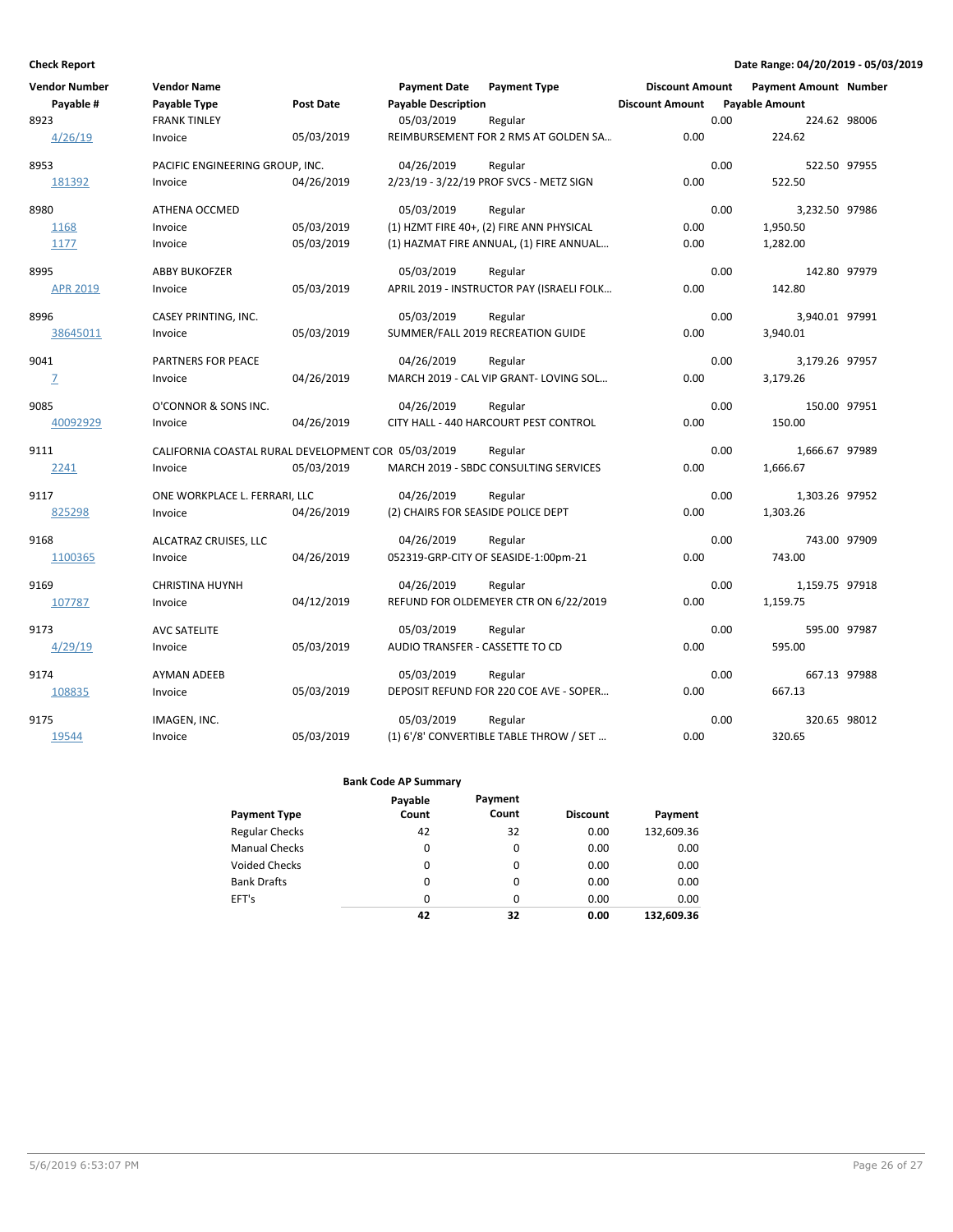**Check Report**

**Date Range: 04/20/2019 - 05/03/2019**

| Vendor Number | Vendor Name | | Payment Date | Payment Type | Discount Amount | Payment Amount | Number |
|---|---|---|---|---|---|---|---|
| Payable # | Payable Type | Post Date | Payable Description | | Discount Amount | Payable Amount | |
| 8923 | FRANK TINLEY | | 05/03/2019 | Regular | 0.00 | 224.62 | 98006 |
| 4/26/19 | Invoice | 05/03/2019 | REIMBURSEMENT FOR 2 RMS AT GOLDEN SA... | | 0.00 | 224.62 | |
| 8953 | PACIFIC ENGINEERING GROUP, INC. | | 04/26/2019 | Regular | 0.00 | 522.50 | 97955 |
| 181392 | Invoice | 04/26/2019 | 2/23/19 - 3/22/19 PROF SVCS - METZ SIGN | | 0.00 | 522.50 | |
| 8980 | ATHENA OCCMED | | 05/03/2019 | Regular | 0.00 | 3,232.50 | 97986 |
| 1168 | Invoice | 05/03/2019 | (1) HZMT FIRE 40+, (2) FIRE ANN PHYSICAL | | 0.00 | 1,950.50 | |
| 1177 | Invoice | 05/03/2019 | (1) HAZMAT FIRE ANNUAL, (1) FIRE ANNUAL... | | 0.00 | 1,282.00 | |
| 8995 | ABBY BUKOFZER | | 05/03/2019 | Regular | 0.00 | 142.80 | 97979 |
| APR 2019 | Invoice | 05/03/2019 | APRIL 2019 - INSTRUCTOR PAY (ISRAELI FOLK... | | 0.00 | 142.80 | |
| 8996 | CASEY PRINTING, INC. | | 05/03/2019 | Regular | 0.00 | 3,940.01 | 97991 |
| 38645011 | Invoice | 05/03/2019 | SUMMER/FALL 2019 RECREATION GUIDE | | 0.00 | 3,940.01 | |
| 9041 | PARTNERS FOR PEACE | | 04/26/2019 | Regular | 0.00 | 3,179.26 | 97957 |
| 7 | Invoice | 04/26/2019 | MARCH 2019 - CAL VIP GRANT- LOVING SOL... | | 0.00 | 3,179.26 | |
| 9085 | O'CONNOR & SONS INC. | | 04/26/2019 | Regular | 0.00 | 150.00 | 97951 |
| 40092929 | Invoice | 04/26/2019 | CITY HALL - 440 HARCOURT PEST CONTROL | | 0.00 | 150.00 | |
| 9111 | CALIFORNIA COASTAL RURAL DEVELOPMENT COR | | 05/03/2019 | Regular | 0.00 | 1,666.67 | 97989 |
| 2241 | Invoice | 05/03/2019 | MARCH 2019 - SBDC CONSULTING SERVICES | | 0.00 | 1,666.67 | |
| 9117 | ONE WORKPLACE L. FERRARI, LLC | | 04/26/2019 | Regular | 0.00 | 1,303.26 | 97952 |
| 825298 | Invoice | 04/26/2019 | (2) CHAIRS FOR SEASIDE POLICE DEPT | | 0.00 | 1,303.26 | |
| 9168 | ALCATRAZ CRUISES, LLC | | 04/26/2019 | Regular | 0.00 | 743.00 | 97909 |
| 1100365 | Invoice | 04/26/2019 | 052319-GRP-CITY OF SEASIDE-1:00pm-21 | | 0.00 | 743.00 | |
| 9169 | CHRISTINA HUYNH | | 04/26/2019 | Regular | 0.00 | 1,159.75 | 97918 |
| 107787 | Invoice | 04/12/2019 | REFUND FOR OLDEMEYER CTR ON 6/22/2019 | | 0.00 | 1,159.75 | |
| 9173 | AVC SATELITE | | 05/03/2019 | Regular | 0.00 | 595.00 | 97987 |
| 4/29/19 | Invoice | 05/03/2019 | AUDIO TRANSFER - CASSETTE TO CD | | 0.00 | 595.00 | |
| 9174 | AYMAN ADEEB | | 05/03/2019 | Regular | 0.00 | 667.13 | 97988 |
| 108835 | Invoice | 05/03/2019 | DEPOSIT REFUND FOR 220 COE AVE - SOPER... | | 0.00 | 667.13 | |
| 9175 | IMAGEN, INC. | | 05/03/2019 | Regular | 0.00 | 320.65 | 98012 |
| 19544 | Invoice | 05/03/2019 | (1) 6'/8' CONVERTIBLE TABLE THROW / SET ... | | 0.00 | 320.65 | |

**Bank Code AP Summary**

| Payment Type | Payable Count | Payment Count | Discount | Payment |
|---|---|---|---|---|
| Regular Checks | 42 | 32 | 0.00 | 132,609.36 |
| Manual Checks | 0 | 0 | 0.00 | 0.00 |
| Voided Checks | 0 | 0 | 0.00 | 0.00 |
| Bank Drafts | 0 | 0 | 0.00 | 0.00 |
| EFT's | 0 | 0 | 0.00 | 0.00 |
| | **42** | **32** | **0.00** | **132,609.36** |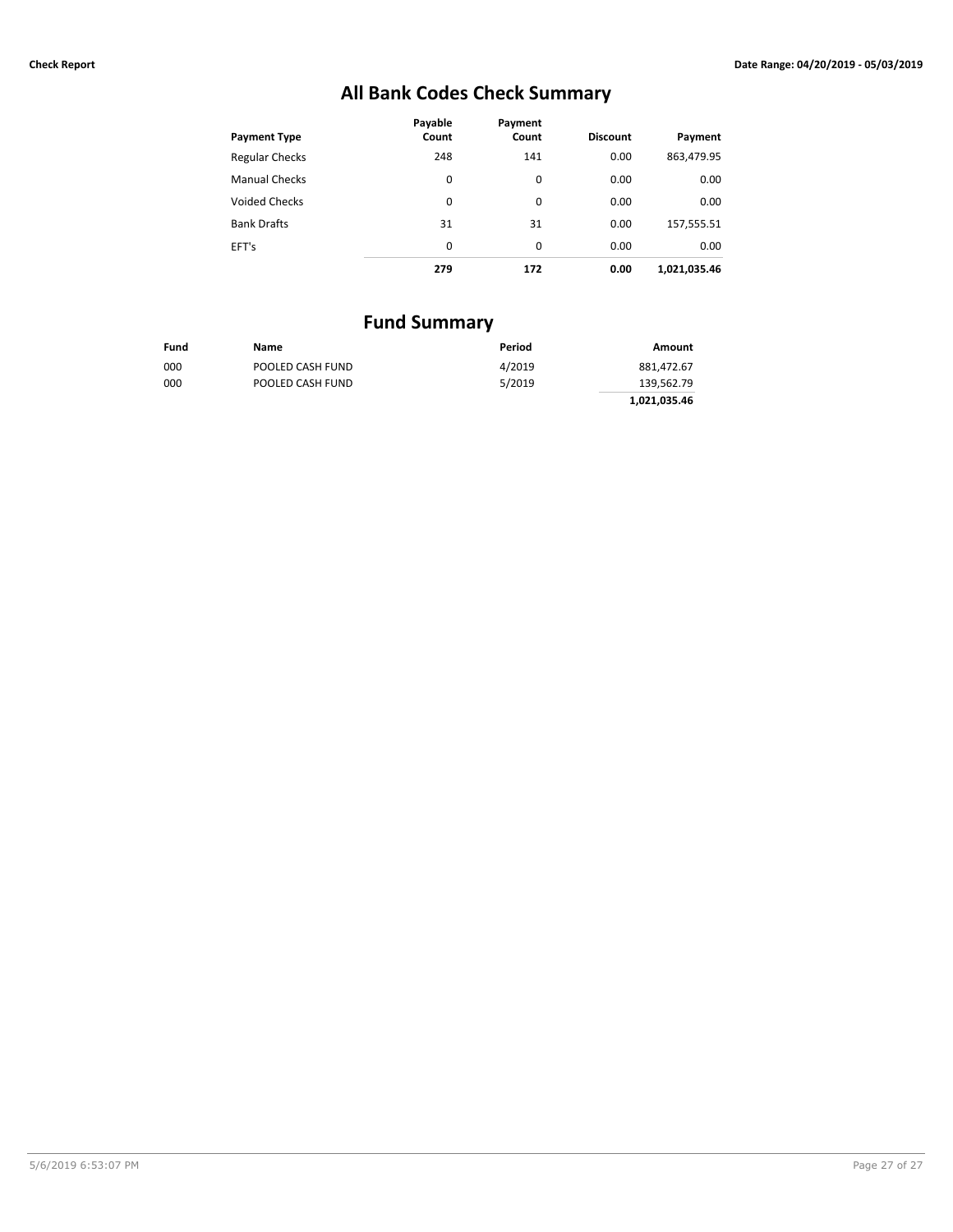## All Bank Codes Check Summary

| Payment Type | Payable Count | Payment Count | Discount | Payment |
|---|---|---|---|---|
| Regular Checks | 248 | 141 | 0.00 | 863,479.95 |
| Manual Checks | 0 | 0 | 0.00 | 0.00 |
| Voided Checks | 0 | 0 | 0.00 | 0.00 |
| Bank Drafts | 31 | 31 | 0.00 | 157,555.51 |
| EFT's | 0 | 0 | 0.00 | 0.00 |
| | **279** | **172** | **0.00** | **1,021,035.46** |

## Fund Summary

| Fund | Name | Period | Amount |
|---|---|---|---|
| 000 | POOLED CASH FUND | 4/2019 | 881,472.67 |
| 000 | POOLED CASH FUND | 5/2019 | 139,562.79 |
| | | | **1,021,035.46** |